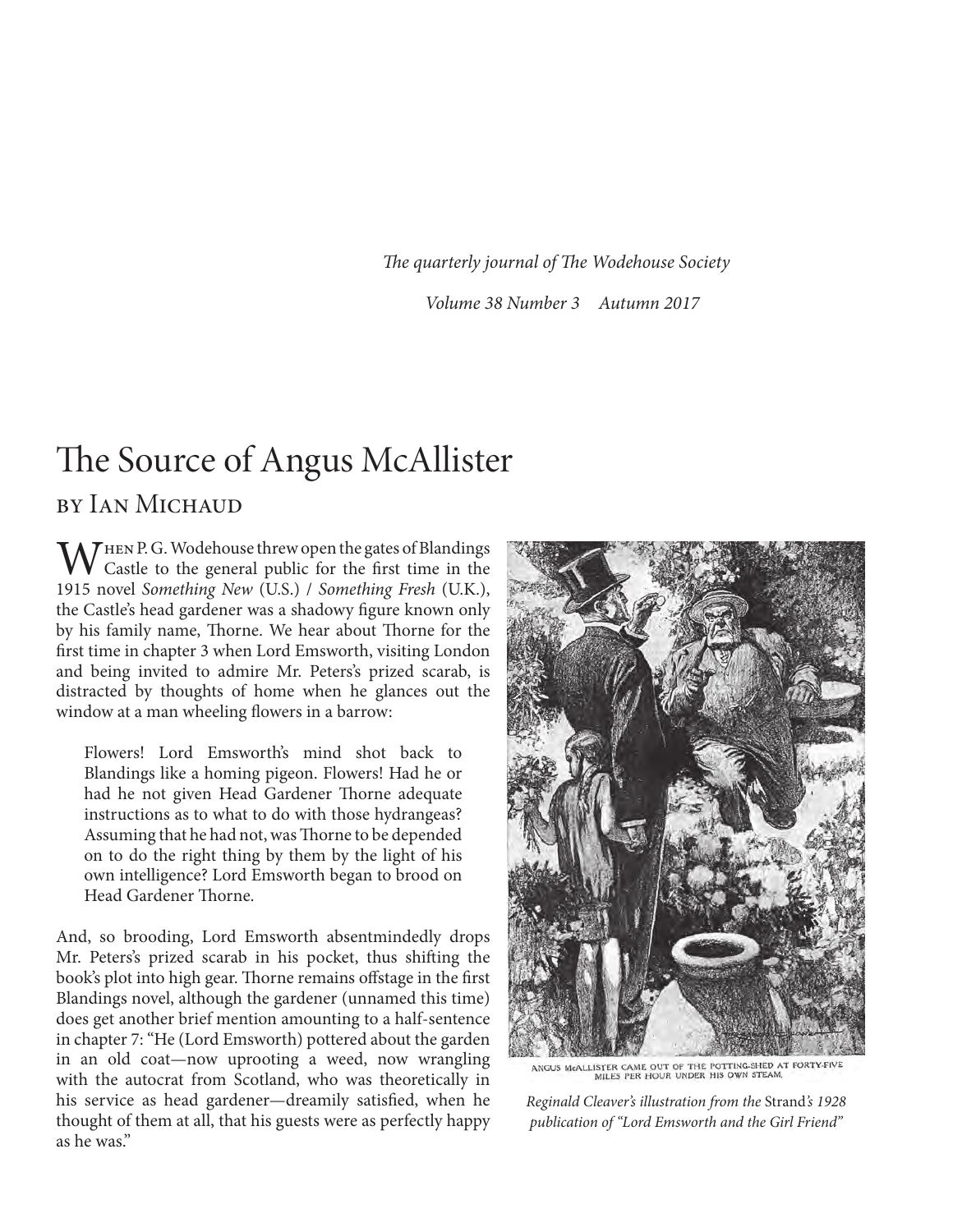*The quarterly journal of The Wodehouse Society*

*Volume 38 Number 3 Autumn 2017*

# The Source of Angus McAllister

## by Ian Michaud

When P. G. Wodehouse threw open the gates of Blandings Castle to the general public for the first time in the 1915 novel *Something New* (U.S.) / *Something Fresh* (U.K.), the Castle's head gardener was a shadowy figure known only by his family name, Thorne. We hear about Thorne for the first time in chapter 3 when Lord Emsworth, visiting London and being invited to admire Mr. Peters's prized scarab, is distracted by thoughts of home when he glances out the window at a man wheeling flowers in a barrow:

> Flowers! Lord Emsworth's mind shot back to Blandings like a homing pigeon. Flowers! Had he or had he not given Head Gardener Thorne adequate instructions as to what to do with those hydrangeas? Assuming that he had not, was Thorne to be depended on to do the right thing by them by the light of his own intelligence? Lord Emsworth began to brood on Head Gardener Thorne.

And, so brooding, Lord Emsworth absentmindedly drops Mr. Peters's prized scarab in his pocket, thus shifting the book's plot into high gear. Thorne remains offstage in the first Blandings novel, although the gardener (unnamed this time) does get another brief mention amounting to a half-sentence in chapter 7: "He (Lord Emsworth) pottered about the garden in an old coat—now uprooting a weed, now wrangling with the autocrat from Scotland, who was theoretically in his service as head gardener—dreamily satisfied, when he thought of them at all, that his guests were as perfectly happy as he was."

ANGUS McALLISTER CAME OUT OF THE POTTING-SHED AT FORTY-FIVE MILES PER HOUR UNDER HIS OWN STEAM.

*Reginald Cleaver's illustration from the* Strand*'s 1928 publication of "Lord Emsworth and the Girl Friend"*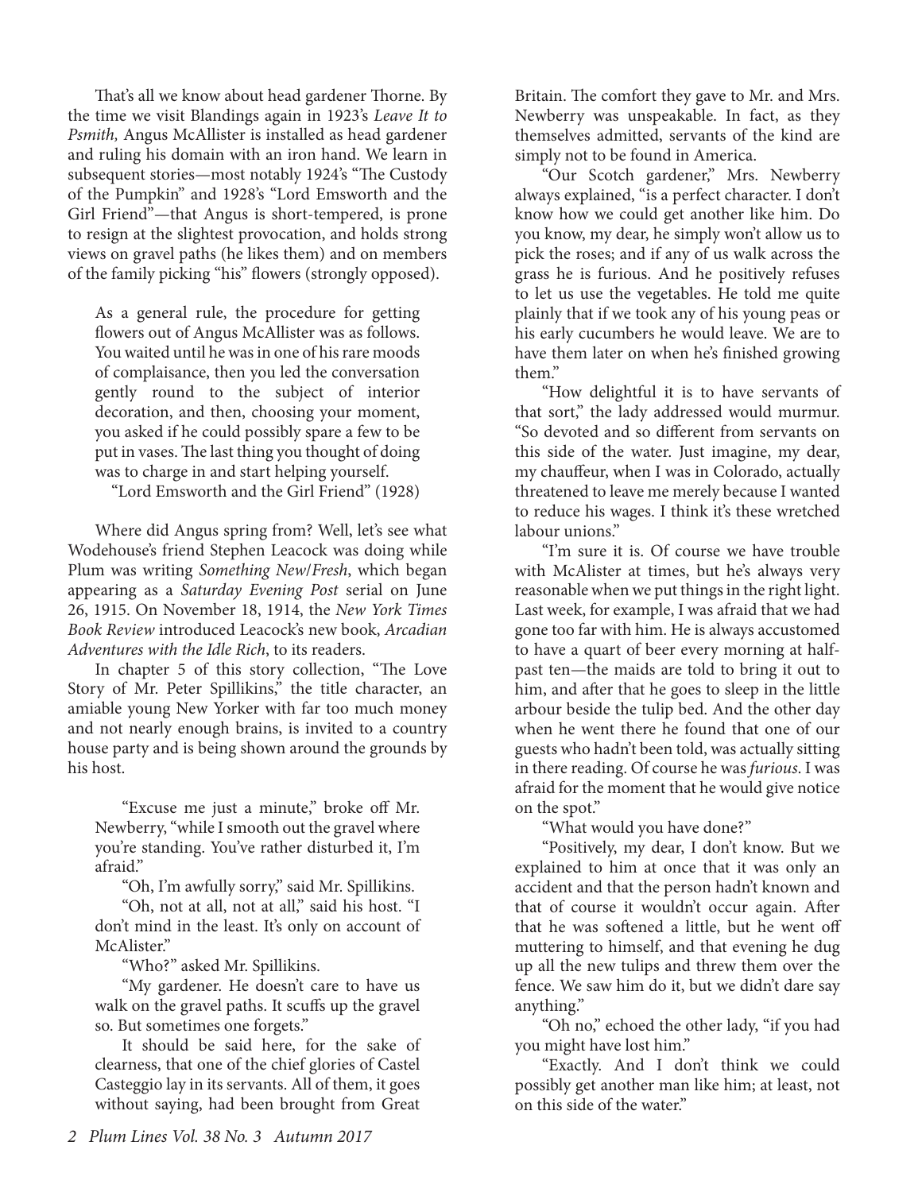That's all we know about head gardener Thorne. By the time we visit Blandings again in 1923's *Leave It to Psmith,* Angus McAllister is installed as head gardener and ruling his domain with an iron hand. We learn in subsequent stories—most notably 1924's "The Custody of the Pumpkin" and 1928's "Lord Emsworth and the Girl Friend"—that Angus is short-tempered, is prone to resign at the slightest provocation, and holds strong views on gravel paths (he likes them) and on members of the family picking "his" flowers (strongly opposed).

> As a general rule, the procedure for getting flowers out of Angus McAllister was as follows. You waited until he was in one of his rare moods of complaisance, then you led the conversation gently round to the subject of interior decoration, and then, choosing your moment, you asked if he could possibly spare a few to be put in vases. The last thing you thought of doing was to charge in and start helping yourself.
>
> "Lord Emsworth and the Girl Friend" (1928)

Where did Angus spring from? Well, let's see what Wodehouse's friend Stephen Leacock was doing while Plum was writing *Something New*/*Fresh*, which began appearing as a *Saturday Evening Post* serial on June 26, 1915. On November 18, 1914, the *New York Times Book Review* introduced Leacock's new book, *Arcadian Adventures with the Idle Rich*, to its readers.

In chapter 5 of this story collection, "The Love Story of Mr. Peter Spillikins," the title character, an amiable young New Yorker with far too much money and not nearly enough brains, is invited to a country house party and is being shown around the grounds by his host.

> "Excuse me just a minute," broke off Mr. Newberry, "while I smooth out the gravel where you're standing. You've rather disturbed it, I'm afraid."
>
> "Oh, I'm awfully sorry," said Mr. Spillikins.
>
> "Oh, not at all, not at all," said his host. "I don't mind in the least. It's only on account of McAlister."
>
> "Who?" asked Mr. Spillikins.
>
> "My gardener. He doesn't care to have us walk on the gravel paths. It scuffs up the gravel so. But sometimes one forgets."
>
> It should be said here, for the sake of clearness, that one of the chief glories of Castel Casteggio lay in its servants. All of them, it goes without saying, had been brought from Great Britain. The comfort they gave to Mr. and Mrs. Newberry was unspeakable. In fact, as they themselves admitted, servants of the kind are simply not to be found in America.
>
> "Our Scotch gardener," Mrs. Newberry always explained, "is a perfect character. I don't know how we could get another like him. Do you know, my dear, he simply won't allow us to pick the roses; and if any of us walk across the grass he is furious. And he positively refuses to let us use the vegetables. He told me quite plainly that if we took any of his young peas or his early cucumbers he would leave. We are to have them later on when he's finished growing them."
>
> "How delightful it is to have servants of that sort," the lady addressed would murmur. "So devoted and so different from servants on this side of the water. Just imagine, my dear, my chauffeur, when I was in Colorado, actually threatened to leave me merely because I wanted to reduce his wages. I think it's these wretched labour unions."
>
> "I'm sure it is. Of course we have trouble with McAlister at times, but he's always very reasonable when we put things in the right light. Last week, for example, I was afraid that we had gone too far with him. He is always accustomed to have a quart of beer every morning at half-past ten—the maids are told to bring it out to him, and after that he goes to sleep in the little arbour beside the tulip bed. And the other day when he went there he found that one of our guests who hadn't been told, was actually sitting in there reading. Of course he was *furious*. I was afraid for the moment that he would give notice on the spot."
>
> "What would you have done?"
>
> "Positively, my dear, I don't know. But we explained to him at once that it was only an accident and that the person hadn't known and that of course it wouldn't occur again. After that he was softened a little, but he went off muttering to himself, and that evening he dug up all the new tulips and threw them over the fence. We saw him do it, but we didn't dare say anything."
>
> "Oh no," echoed the other lady, "if you had you might have lost him."
>
> "Exactly. And I don't think we could possibly get another man like him; at least, not on this side of the water."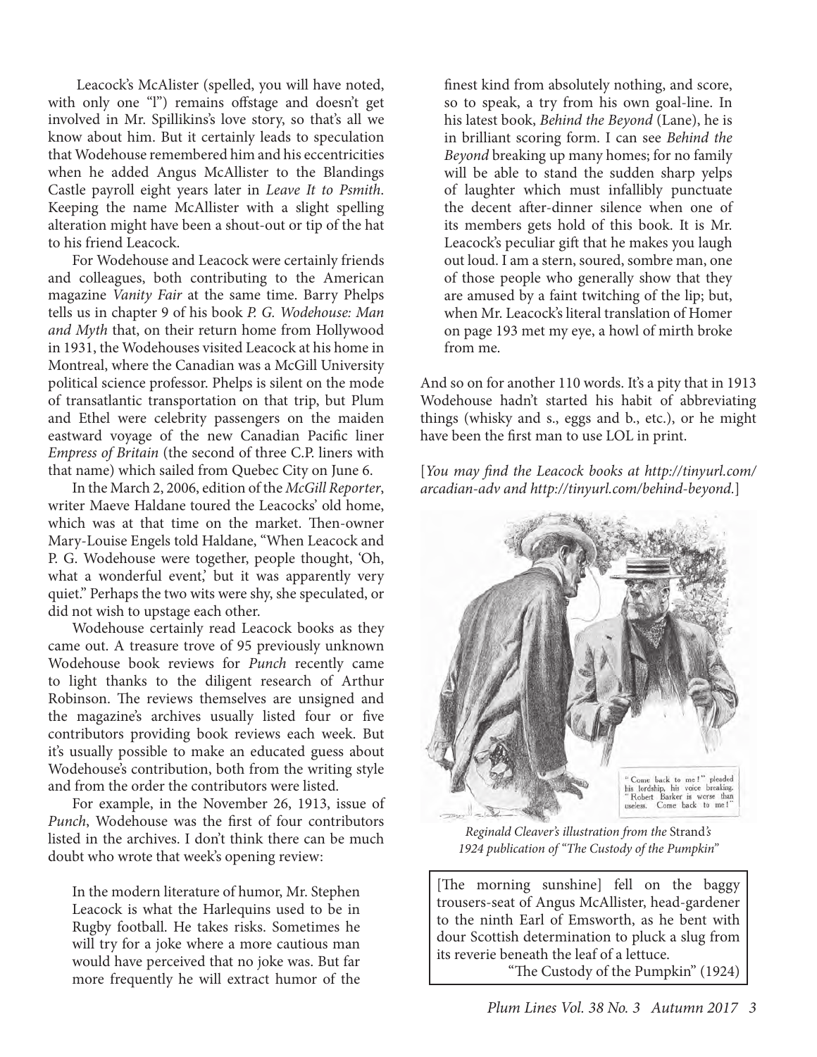Leacock's McAlister (spelled, you will have noted, with only one "l") remains offstage and doesn't get involved in Mr. Spillikins's love story, so that's all we know about him. But it certainly leads to speculation that Wodehouse remembered him and his eccentricities when he added Angus McAllister to the Blandings Castle payroll eight years later in *Leave It to Psmith*. Keeping the name McAllister with a slight spelling alteration might have been a shout-out or tip of the hat to his friend Leacock.

For Wodehouse and Leacock were certainly friends and colleagues, both contributing to the American magazine *Vanity Fair* at the same time. Barry Phelps tells us in chapter 9 of his book *P. G. Wodehouse: Man and Myth* that, on their return home from Hollywood in 1931, the Wodehouses visited Leacock at his home in Montreal, where the Canadian was a McGill University political science professor. Phelps is silent on the mode of transatlantic transportation on that trip, but Plum and Ethel were celebrity passengers on the maiden eastward voyage of the new Canadian Pacific liner *Empress of Britain* (the second of three C.P. liners with that name) which sailed from Quebec City on June 6.

In the March 2, 2006, edition of the *McGill Reporter*, writer Maeve Haldane toured the Leacocks' old home, which was at that time on the market. Then-owner Mary-Louise Engels told Haldane, "When Leacock and P. G. Wodehouse were together, people thought, 'Oh, what a wonderful event,' but it was apparently very quiet." Perhaps the two wits were shy, she speculated, or did not wish to upstage each other.

Wodehouse certainly read Leacock books as they came out. A treasure trove of 95 previously unknown Wodehouse book reviews for *Punch* recently came to light thanks to the diligent research of Arthur Robinson. The reviews themselves are unsigned and the magazine's archives usually listed four or five contributors providing book reviews each week. But it's usually possible to make an educated guess about Wodehouse's contribution, both from the writing style and from the order the contributors were listed.

For example, in the November 26, 1913, issue of *Punch*, Wodehouse was the first of four contributors listed in the archives. I don't think there can be much doubt who wrote that week's opening review:

> In the modern literature of humor, Mr. Stephen Leacock is what the Harlequins used to be in Rugby football. He takes risks. Sometimes he will try for a joke where a more cautious man would have perceived that no joke was. But far more frequently he will extract humor of the finest kind from absolutely nothing, and score, so to speak, a try from his own goal-line. In his latest book, *Behind the Beyond* (Lane), he is in brilliant scoring form. I can see *Behind the Beyond* breaking up many homes; for no family will be able to stand the sudden sharp yelps of laughter which must infallibly punctuate the decent after-dinner silence when one of its members gets hold of this book. It is Mr. Leacock's peculiar gift that he makes you laugh out loud. I am a stern, soured, sombre man, one of those people who generally show that they are amused by a faint twitching of the lip; but, when Mr. Leacock's literal translation of Homer on page 193 met my eye, a howl of mirth broke from me.

And so on for another 110 words. It's a pity that in 1913 Wodehouse hadn't started his habit of abbreviating things (whisky and s., eggs and b., etc.), or he might have been the first man to use LOL in print.

[*You may find the Leacock books at http://tinyurl.com/arcadian-adv and http://tinyurl.com/behind-beyond.*]

"Come back to me!" pleaded his lordship, his voice breaking. "Robert Barker is worse than useless. Come back to me!"

*Reginald Cleaver's illustration from the* Strand*'s 1924 publication of "The Custody of the Pumpkin"*

> [The morning sunshine] fell on the baggy trousers-seat of Angus McAllister, head-gardener to the ninth Earl of Emsworth, as he bent with dour Scottish determination to pluck a slug from its reverie beneath the leaf of a lettuce.
>
> "The Custody of the Pumpkin" (1924)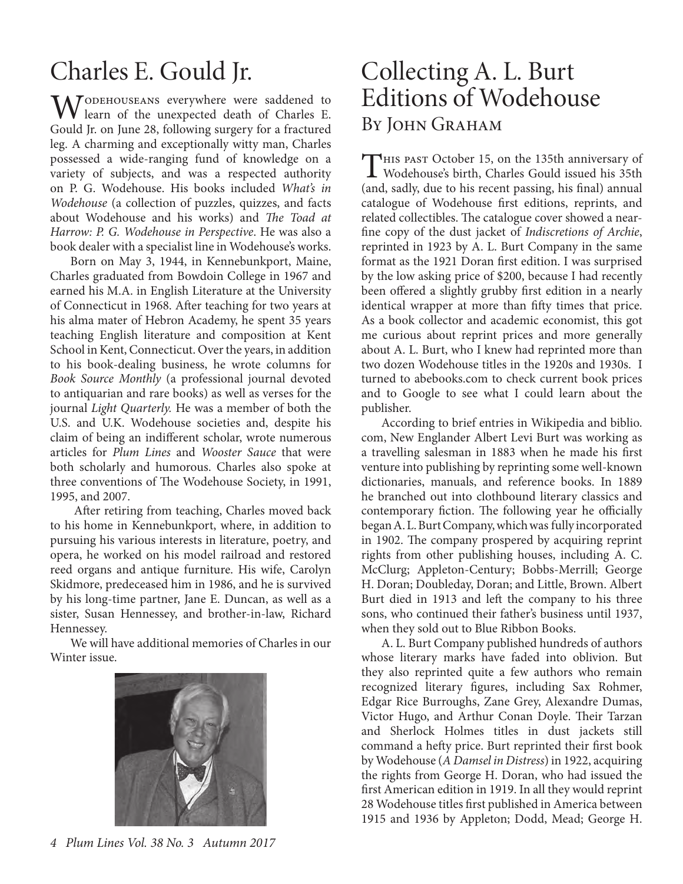# Charles E. Gould Jr.

Wodehouseans everywhere were saddened to learn of the unexpected death of Charles E. Gould Jr. on June 28, following surgery for a fractured leg. A charming and exceptionally witty man, Charles possessed a wide-ranging fund of knowledge on a variety of subjects, and was a respected authority on P. G. Wodehouse. His books included *What's in Wodehouse* (a collection of puzzles, quizzes, and facts about Wodehouse and his works) and *The Toad at Harrow: P. G. Wodehouse in Perspective*. He was also a book dealer with a specialist line in Wodehouse's works.

Born on May 3, 1944, in Kennebunkport, Maine, Charles graduated from Bowdoin College in 1967 and earned his M.A. in English Literature at the University of Connecticut in 1968. After teaching for two years at his alma mater of Hebron Academy, he spent 35 years teaching English literature and composition at Kent School in Kent, Connecticut. Over the years, in addition to his book-dealing business, he wrote columns for *Book Source Monthly* (a professional journal devoted to antiquarian and rare books) as well as verses for the journal *Light Quarterly.* He was a member of both the U.S. and U.K. Wodehouse societies and, despite his claim of being an indifferent scholar, wrote numerous articles for *Plum Lines* and *Wooster Sauce* that were both scholarly and humorous. Charles also spoke at three conventions of The Wodehouse Society, in 1991, 1995, and 2007.

After retiring from teaching, Charles moved back to his home in Kennebunkport, where, in addition to pursuing his various interests in literature, poetry, and opera, he worked on his model railroad and restored reed organs and antique furniture. His wife, Carolyn Skidmore, predeceased him in 1986, and he is survived by his long-time partner, Jane E. Duncan, as well as a sister, Susan Hennessey, and brother-in-law, Richard Hennessey.

We will have additional memories of Charles in our Winter issue.

# Collecting A. L. Burt Editions of Wodehouse

## By John Graham

This past October 15, on the 135th anniversary of Wodehouse's birth, Charles Gould issued his 35th (and, sadly, due to his recent passing, his final) annual catalogue of Wodehouse first editions, reprints, and related collectibles. The catalogue cover showed a near-fine copy of the dust jacket of *Indiscretions of Archie*, reprinted in 1923 by A. L. Burt Company in the same format as the 1921 Doran first edition. I was surprised by the low asking price of $200, because I had recently been offered a slightly grubby first edition in a nearly identical wrapper at more than fifty times that price. As a book collector and academic economist, this got me curious about reprint prices and more generally about A. L. Burt, who I knew had reprinted more than two dozen Wodehouse titles in the 1920s and 1930s. I turned to abebooks.com to check current book prices and to Google to see what I could learn about the publisher.

According to brief entries in Wikipedia and biblio.com, New Englander Albert Levi Burt was working as a travelling salesman in 1883 when he made his first venture into publishing by reprinting some well-known dictionaries, manuals, and reference books. In 1889 he branched out into clothbound literary classics and contemporary fiction. The following year he officially began A. L. Burt Company, which was fully incorporated in 1902. The company prospered by acquiring reprint rights from other publishing houses, including A. C. McClurg; Appleton-Century; Bobbs-Merrill; George H. Doran; Doubleday, Doran; and Little, Brown. Albert Burt died in 1913 and left the company to his three sons, who continued their father's business until 1937, when they sold out to Blue Ribbon Books.

A. L. Burt Company published hundreds of authors whose literary marks have faded into oblivion. But they also reprinted quite a few authors who remain recognized literary figures, including Sax Rohmer, Edgar Rice Burroughs, Zane Grey, Alexandre Dumas, Victor Hugo, and Arthur Conan Doyle. Their Tarzan and Sherlock Holmes titles in dust jackets still command a hefty price. Burt reprinted their first book by Wodehouse (*A Damsel in Distress*) in 1922, acquiring the rights from George H. Doran, who had issued the first American edition in 1919. In all they would reprint 28 Wodehouse titles first published in America between 1915 and 1936 by Appleton; Dodd, Mead; George H.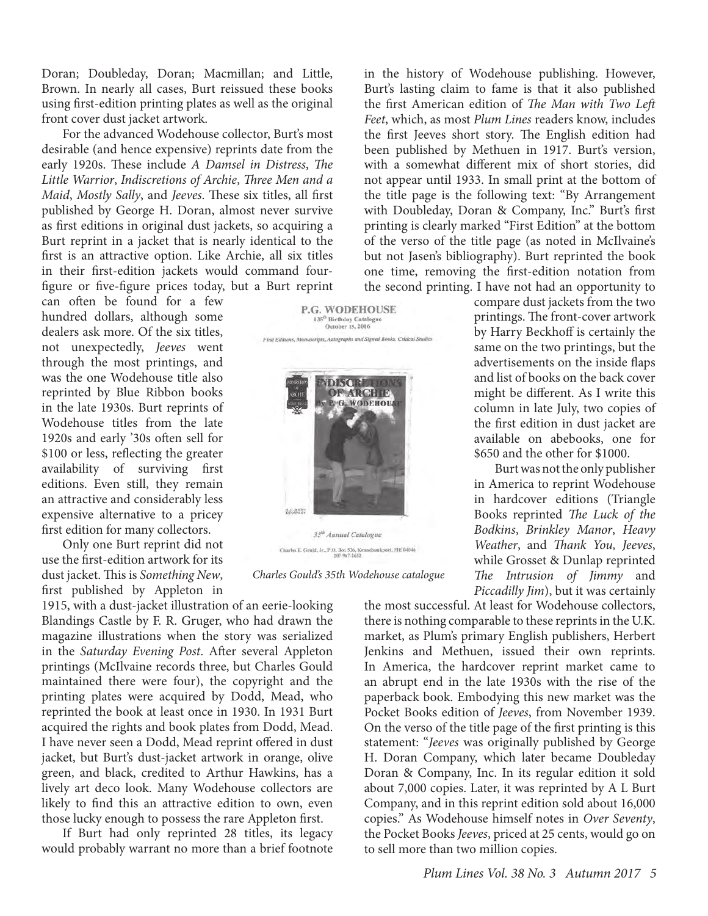Doran; Doubleday, Doran; Macmillan; and Little, Brown. In nearly all cases, Burt reissued these books using first-edition printing plates as well as the original front cover dust jacket artwork.

For the advanced Wodehouse collector, Burt's most desirable (and hence expensive) reprints date from the early 1920s. These include *A Damsel in Distress*, *The Little Warrior*, *Indiscretions of Archie*, *Three Men and a Maid*, *Mostly Sally*, and *Jeeves*. These six titles, all first published by George H. Doran, almost never survive as first editions in original dust jackets, so acquiring a Burt reprint in a jacket that is nearly identical to the first is an attractive option. Like Archie, all six titles in their first-edition jackets would command four-figure or five-figure prices today, but a Burt reprint can often be found for a few hundred dollars, although some dealers ask more. Of the six titles, not unexpectedly, *Jeeves* went through the most printings, and was the one Wodehouse title also reprinted by Blue Ribbon books in the late 1930s. Burt reprints of Wodehouse titles from the late 1920s and early '30s often sell for $100 or less, reflecting the greater availability of surviving first editions. Even still, they remain an attractive and considerably less expensive alternative to a pricey first edition for many collectors.

Only one Burt reprint did not use the first-edition artwork for its dust jacket. This is *Something New*, first published by Appleton in 1915, with a dust-jacket illustration of an eerie-looking Blandings Castle by F. R. Gruger, who had drawn the magazine illustrations when the story was serialized in the *Saturday Evening Post*. After several Appleton printings (McIlvaine records three, but Charles Gould maintained there were four), the copyright and the printing plates were acquired by Dodd, Mead, who reprinted the book at least once in 1930. In 1931 Burt acquired the rights and book plates from Dodd, Mead. I have never seen a Dodd, Mead reprint offered in dust jacket, but Burt's dust-jacket artwork in orange, olive green, and black, credited to Arthur Hawkins, has a lively art deco look. Many Wodehouse collectors are likely to find this an attractive edition to own, even those lucky enough to possess the rare Appleton first.

If Burt had only reprinted 28 titles, its legacy would probably warrant no more than a brief footnote in the history of Wodehouse publishing. However, Burt's lasting claim to fame is that it also published the first American edition of *The Man with Two Left Feet*, which, as most *Plum Lines* readers know, includes the first Jeeves short story. The English edition had been published by Methuen in 1917. Burt's version, with a somewhat different mix of short stories, did not appear until 1933. In small print at the bottom of the title page is the following text: "By Arrangement with Doubleday, Doran & Company, Inc." Burt's first printing is clearly marked "First Edition" at the bottom of the verso of the title page (as noted in McIlvaine's but not Jasen's bibliography). Burt reprinted the book one time, removing the first-edition notation from the second printing. I have not had an opportunity to compare dust jackets from the two printings. The front-cover artwork by Harry Beckhoff is certainly the same on the two printings, but the advertisements on the inside flaps and list of books on the back cover might be different. As I write this column in late July, two copies of the first edition in dust jacket are available on abebooks, one for $650 and the other for $1000.

P.G. WODEHOUSE
135th Birthday Catalogue
October 15, 2016

First Editions, Manuscripts, Autographs and Signed Books, Critical Studies

35th Annual Catalogue

Charles E. Gould, Jr., P.O. Box 526, Kennebunkport, ME 04046
207 967-2652

*Charles Gould's 35th Wodehouse catalogue*

Burt was not the only publisher in America to reprint Wodehouse in hardcover editions (Triangle Books reprinted *The Luck of the Bodkins*, *Brinkley Manor*, *Heavy Weather*, and *Thank You, Jeeves*, while Grosset & Dunlap reprinted *The Intrusion of Jimmy* and *Piccadilly Jim*), but it was certainly the most successful. At least for Wodehouse collectors, there is nothing comparable to these reprints in the U.K. market, as Plum's primary English publishers, Herbert Jenkins and Methuen, issued their own reprints. In America, the hardcover reprint market came to an abrupt end in the late 1930s with the rise of the paperback book. Embodying this new market was the Pocket Books edition of *Jeeves*, from November 1939. On the verso of the title page of the first printing is this statement: "*Jeeves* was originally published by George H. Doran Company, which later became Doubleday Doran & Company, Inc. In its regular edition it sold about 7,000 copies. Later, it was reprinted by A L Burt Company, and in this reprint edition sold about 16,000 copies." As Wodehouse himself notes in *Over Seventy*, the Pocket Books *Jeeves*, priced at 25 cents, would go on to sell more than two million copies.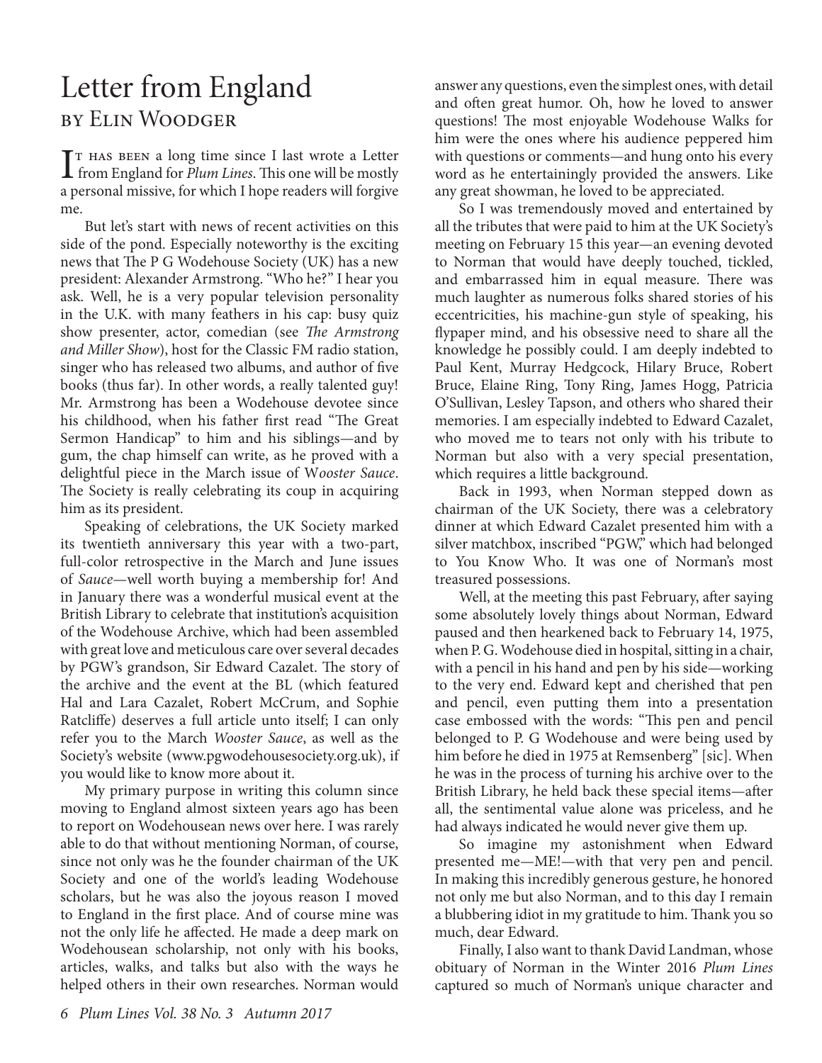# Letter from England
## by Elin Woodger

It has been a long time since I last wrote a Letter from England for *Plum Lines*. This one will be mostly a personal missive, for which I hope readers will forgive me.

But let's start with news of recent activities on this side of the pond. Especially noteworthy is the exciting news that The P G Wodehouse Society (UK) has a new president: Alexander Armstrong. "Who he?" I hear you ask. Well, he is a very popular television personality in the U.K. with many feathers in his cap: busy quiz show presenter, actor, comedian (see *The Armstrong and Miller Show*), host for the Classic FM radio station, singer who has released two albums, and author of five books (thus far). In other words, a really talented guy! Mr. Armstrong has been a Wodehouse devotee since his childhood, when his father first read "The Great Sermon Handicap" to him and his siblings—and by gum, the chap himself can write, as he proved with a delightful piece in the March issue of W*ooster Sauce*. The Society is really celebrating its coup in acquiring him as its president.

Speaking of celebrations, the UK Society marked its twentieth anniversary this year with a two-part, full-color retrospective in the March and June issues of *Sauce*—well worth buying a membership for! And in January there was a wonderful musical event at the British Library to celebrate that institution's acquisition of the Wodehouse Archive, which had been assembled with great love and meticulous care over several decades by PGW's grandson, Sir Edward Cazalet. The story of the archive and the event at the BL (which featured Hal and Lara Cazalet, Robert McCrum, and Sophie Ratcliffe) deserves a full article unto itself; I can only refer you to the March *Wooster Sauce*, as well as the Society's website (www.pgwodehousesociety.org.uk), if you would like to know more about it.

My primary purpose in writing this column since moving to England almost sixteen years ago has been to report on Wodehousean news over here. I was rarely able to do that without mentioning Norman, of course, since not only was he the founder chairman of the UK Society and one of the world's leading Wodehouse scholars, but he was also the joyous reason I moved to England in the first place. And of course mine was not the only life he affected. He made a deep mark on Wodehousean scholarship, not only with his books, articles, walks, and talks but also with the ways he helped others in their own researches. Norman would answer any questions, even the simplest ones, with detail and often great humor. Oh, how he loved to answer questions! The most enjoyable Wodehouse Walks for him were the ones where his audience peppered him with questions or comments—and hung onto his every word as he entertainingly provided the answers. Like any great showman, he loved to be appreciated.

So I was tremendously moved and entertained by all the tributes that were paid to him at the UK Society's meeting on February 15 this year—an evening devoted to Norman that would have deeply touched, tickled, and embarrassed him in equal measure. There was much laughter as numerous folks shared stories of his eccentricities, his machine-gun style of speaking, his flypaper mind, and his obsessive need to share all the knowledge he possibly could. I am deeply indebted to Paul Kent, Murray Hedgcock, Hilary Bruce, Robert Bruce, Elaine Ring, Tony Ring, James Hogg, Patricia O'Sullivan, Lesley Tapson, and others who shared their memories. I am especially indebted to Edward Cazalet, who moved me to tears not only with his tribute to Norman but also with a very special presentation, which requires a little background.

Back in 1993, when Norman stepped down as chairman of the UK Society, there was a celebratory dinner at which Edward Cazalet presented him with a silver matchbox, inscribed "PGW," which had belonged to You Know Who. It was one of Norman's most treasured possessions.

Well, at the meeting this past February, after saying some absolutely lovely things about Norman, Edward paused and then hearkened back to February 14, 1975, when P. G. Wodehouse died in hospital, sitting in a chair, with a pencil in his hand and pen by his side—working to the very end. Edward kept and cherished that pen and pencil, even putting them into a presentation case embossed with the words: "This pen and pencil belonged to P. G Wodehouse and were being used by him before he died in 1975 at Remsenberg" [sic]. When he was in the process of turning his archive over to the British Library, he held back these special items—after all, the sentimental value alone was priceless, and he had always indicated he would never give them up.

So imagine my astonishment when Edward presented me—ME!—with that very pen and pencil. In making this incredibly generous gesture, he honored not only me but also Norman, and to this day I remain a blubbering idiot in my gratitude to him. Thank you so much, dear Edward.

Finally, I also want to thank David Landman, whose obituary of Norman in the Winter 2016 *Plum Lines* captured so much of Norman's unique character and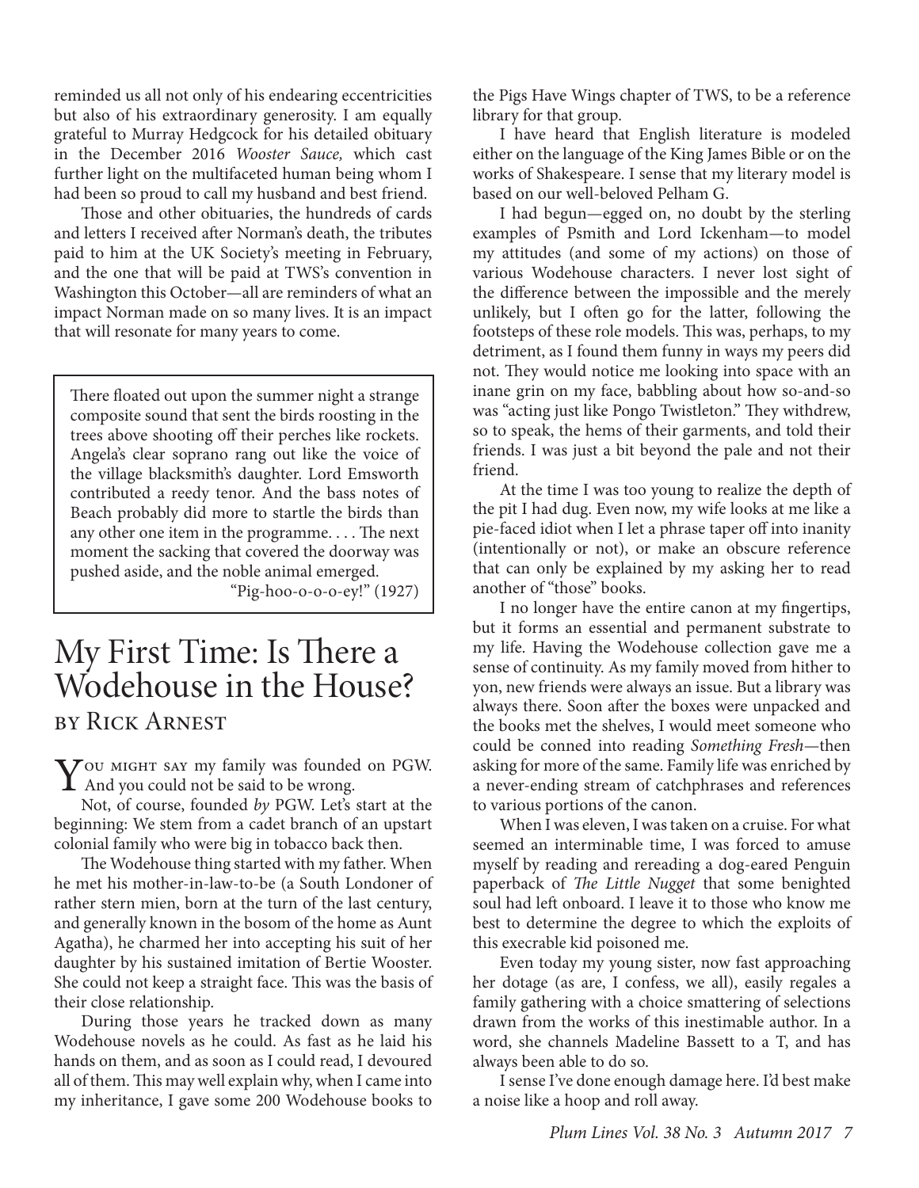reminded us all not only of his endearing eccentricities but also of his extraordinary generosity. I am equally grateful to Murray Hedgcock for his detailed obituary in the December 2016 *Wooster Sauce,* which cast further light on the multifaceted human being whom I had been so proud to call my husband and best friend.

Those and other obituaries, the hundreds of cards and letters I received after Norman's death, the tributes paid to him at the UK Society's meeting in February, and the one that will be paid at TWS's convention in Washington this October—all are reminders of what an impact Norman made on so many lives. It is an impact that will resonate for many years to come.

> There floated out upon the summer night a strange composite sound that sent the birds roosting in the trees above shooting off their perches like rockets. Angela's clear soprano rang out like the voice of the village blacksmith's daughter. Lord Emsworth contributed a reedy tenor. And the bass notes of Beach probably did more to startle the birds than any other one item in the programme. . . . The next moment the sacking that covered the doorway was pushed aside, and the noble animal emerged.
>
> "Pig-hoo-o-o-o-ey!" (1927)

# My First Time: Is There a Wodehouse in the House?

## by Rick Arnest

You might say my family was founded on PGW. And you could not be said to be wrong.

Not, of course, founded *by* PGW. Let's start at the beginning: We stem from a cadet branch of an upstart colonial family who were big in tobacco back then.

The Wodehouse thing started with my father. When he met his mother-in-law-to-be (a South Londoner of rather stern mien, born at the turn of the last century, and generally known in the bosom of the home as Aunt Agatha), he charmed her into accepting his suit of her daughter by his sustained imitation of Bertie Wooster. She could not keep a straight face. This was the basis of their close relationship.

During those years he tracked down as many Wodehouse novels as he could. As fast as he laid his hands on them, and as soon as I could read, I devoured all of them. This may well explain why, when I came into my inheritance, I gave some 200 Wodehouse books to the Pigs Have Wings chapter of TWS, to be a reference library for that group.

I have heard that English literature is modeled either on the language of the King James Bible or on the works of Shakespeare. I sense that my literary model is based on our well-beloved Pelham G.

I had begun—egged on, no doubt by the sterling examples of Psmith and Lord Ickenham—to model my attitudes (and some of my actions) on those of various Wodehouse characters. I never lost sight of the difference between the impossible and the merely unlikely, but I often go for the latter, following the footsteps of these role models. This was, perhaps, to my detriment, as I found them funny in ways my peers did not. They would notice me looking into space with an inane grin on my face, babbling about how so-and-so was "acting just like Pongo Twistleton." They withdrew, so to speak, the hems of their garments, and told their friends. I was just a bit beyond the pale and not their friend.

At the time I was too young to realize the depth of the pit I had dug. Even now, my wife looks at me like a pie-faced idiot when I let a phrase taper off into inanity (intentionally or not), or make an obscure reference that can only be explained by my asking her to read another of "those" books.

I no longer have the entire canon at my fingertips, but it forms an essential and permanent substrate to my life. Having the Wodehouse collection gave me a sense of continuity. As my family moved from hither to yon, new friends were always an issue. But a library was always there. Soon after the boxes were unpacked and the books met the shelves, I would meet someone who could be conned into reading *Something Fresh*—then asking for more of the same. Family life was enriched by a never-ending stream of catchphrases and references to various portions of the canon.

When I was eleven, I was taken on a cruise. For what seemed an interminable time, I was forced to amuse myself by reading and rereading a dog-eared Penguin paperback of *The Little Nugget* that some benighted soul had left onboard. I leave it to those who know me best to determine the degree to which the exploits of this execrable kid poisoned me.

Even today my young sister, now fast approaching her dotage (as are, I confess, we all), easily regales a family gathering with a choice smattering of selections drawn from the works of this inestimable author. In a word, she channels Madeline Bassett to a T, and has always been able to do so.

I sense I've done enough damage here. I'd best make a noise like a hoop and roll away.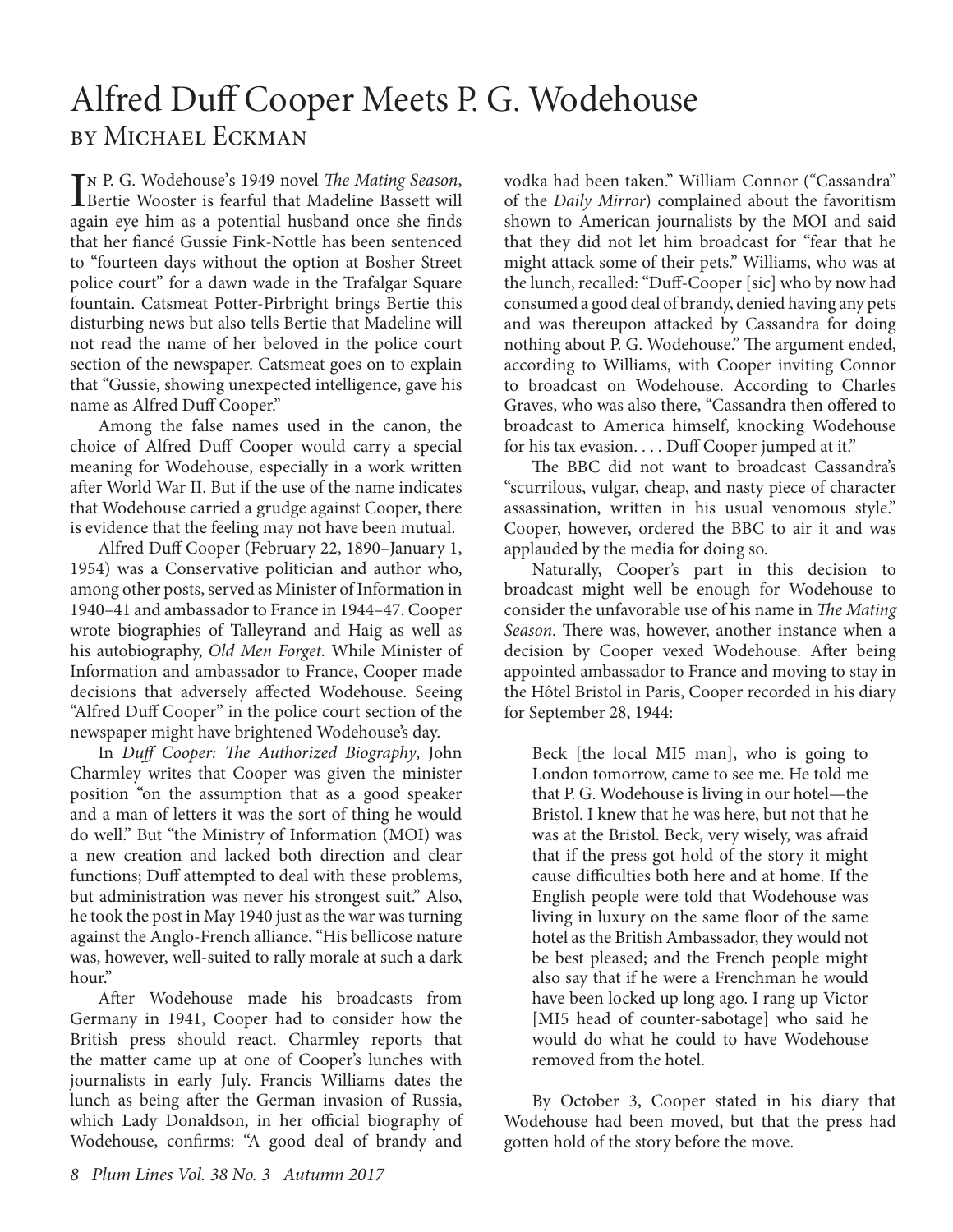# Alfred Duff Cooper Meets P. G. Wodehouse

## by Michael Eckman

In P. G. Wodehouse's 1949 novel *The Mating Season*, Bertie Wooster is fearful that Madeline Bassett will again eye him as a potential husband once she finds that her fiancé Gussie Fink-Nottle has been sentenced to "fourteen days without the option at Bosher Street police court" for a dawn wade in the Trafalgar Square fountain. Catsmeat Potter-Pirbright brings Bertie this disturbing news but also tells Bertie that Madeline will not read the name of her beloved in the police court section of the newspaper. Catsmeat goes on to explain that "Gussie, showing unexpected intelligence, gave his name as Alfred Duff Cooper."

Among the false names used in the canon, the choice of Alfred Duff Cooper would carry a special meaning for Wodehouse, especially in a work written after World War II. But if the use of the name indicates that Wodehouse carried a grudge against Cooper, there is evidence that the feeling may not have been mutual.

Alfred Duff Cooper (February 22, 1890–January 1, 1954) was a Conservative politician and author who, among other posts, served as Minister of Information in 1940–41 and ambassador to France in 1944–47. Cooper wrote biographies of Talleyrand and Haig as well as his autobiography, *Old Men Forget*. While Minister of Information and ambassador to France, Cooper made decisions that adversely affected Wodehouse. Seeing "Alfred Duff Cooper" in the police court section of the newspaper might have brightened Wodehouse's day.

In *Duff Cooper: The Authorized Biography*, John Charmley writes that Cooper was given the minister position "on the assumption that as a good speaker and a man of letters it was the sort of thing he would do well." But "the Ministry of Information (MOI) was a new creation and lacked both direction and clear functions; Duff attempted to deal with these problems, but administration was never his strongest suit." Also, he took the post in May 1940 just as the war was turning against the Anglo-French alliance. "His bellicose nature was, however, well-suited to rally morale at such a dark hour."

After Wodehouse made his broadcasts from Germany in 1941, Cooper had to consider how the British press should react. Charmley reports that the matter came up at one of Cooper's lunches with journalists in early July. Francis Williams dates the lunch as being after the German invasion of Russia, which Lady Donaldson, in her official biography of Wodehouse, confirms: "A good deal of brandy and vodka had been taken." William Connor ("Cassandra" of the *Daily Mirror*) complained about the favoritism shown to American journalists by the MOI and said that they did not let him broadcast for "fear that he might attack some of their pets." Williams, who was at the lunch, recalled: "Duff-Cooper [sic] who by now had consumed a good deal of brandy, denied having any pets and was thereupon attacked by Cassandra for doing nothing about P. G. Wodehouse." The argument ended, according to Williams, with Cooper inviting Connor to broadcast on Wodehouse. According to Charles Graves, who was also there, "Cassandra then offered to broadcast to America himself, knocking Wodehouse for his tax evasion. . . . Duff Cooper jumped at it."

The BBC did not want to broadcast Cassandra's "scurrilous, vulgar, cheap, and nasty piece of character assassination, written in his usual venomous style." Cooper, however, ordered the BBC to air it and was applauded by the media for doing so.

Naturally, Cooper's part in this decision to broadcast might well be enough for Wodehouse to consider the unfavorable use of his name in *The Mating Season*. There was, however, another instance when a decision by Cooper vexed Wodehouse. After being appointed ambassador to France and moving to stay in the Hôtel Bristol in Paris, Cooper recorded in his diary for September 28, 1944:

> Beck [the local MI5 man], who is going to London tomorrow, came to see me. He told me that P. G. Wodehouse is living in our hotel—the Bristol. I knew that he was here, but not that he was at the Bristol. Beck, very wisely, was afraid that if the press got hold of the story it might cause difficulties both here and at home. If the English people were told that Wodehouse was living in luxury on the same floor of the same hotel as the British Ambassador, they would not be best pleased; and the French people might also say that if he were a Frenchman he would have been locked up long ago. I rang up Victor [MI5 head of counter-sabotage] who said he would do what he could to have Wodehouse removed from the hotel.

By October 3, Cooper stated in his diary that Wodehouse had been moved, but that the press had gotten hold of the story before the move.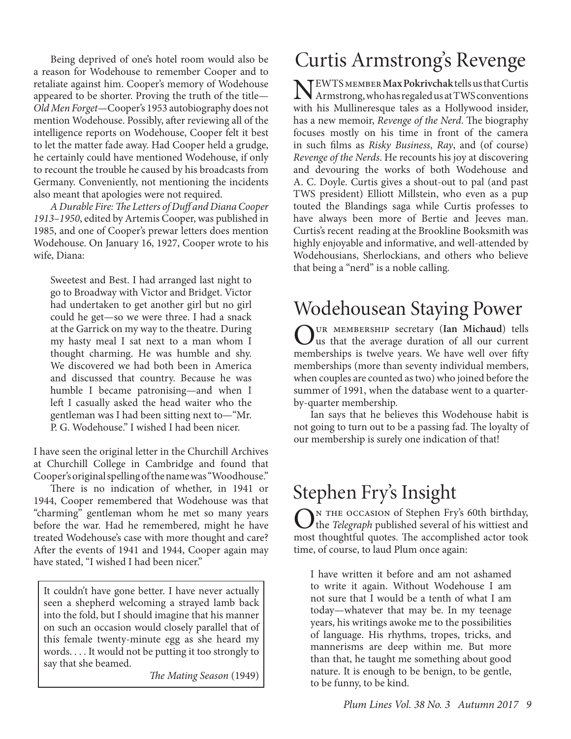Being deprived of one's hotel room would also be a reason for Wodehouse to remember Cooper and to retaliate against him. Cooper's memory of Wodehouse appeared to be shorter. Proving the truth of the title—*Old Men Forget*—Cooper's 1953 autobiography does not mention Wodehouse. Possibly, after reviewing all of the intelligence reports on Wodehouse, Cooper felt it best to let the matter fade away. Had Cooper held a grudge, he certainly could have mentioned Wodehouse, if only to recount the trouble he caused by his broadcasts from Germany. Conveniently, not mentioning the incidents also meant that apologies were not required.

*A Durable Fire: The Letters of Duff and Diana Cooper 1913–1950*, edited by Artemis Cooper, was published in 1985, and one of Cooper's prewar letters does mention Wodehouse. On January 16, 1927, Cooper wrote to his wife, Diana:

> Sweetest and Best. I had arranged last night to go to Broadway with Victor and Bridget. Victor had undertaken to get another girl but no girl could he get—so we were three. I had a snack at the Garrick on my way to the theatre. During my hasty meal I sat next to a man whom I thought charming. He was humble and shy. We discovered we had both been in America and discussed that country. Because he was humble I became patronising—and when I left I casually asked the head waiter who the gentleman was I had been sitting next to—"Mr. P. G. Wodehouse." I wished I had been nicer.

I have seen the original letter in the Churchill Archives at Churchill College in Cambridge and found that Cooper's original spelling of the name was "Woodhouse."

There is no indication of whether, in 1941 or 1944, Cooper remembered that Wodehouse was that "charming" gentleman whom he met so many years before the war. Had he remembered, might he have treated Wodehouse's case with more thought and care? After the events of 1941 and 1944, Cooper again may have stated, "I wished I had been nicer."

> It couldn't have gone better. I have never actually seen a shepherd welcoming a strayed lamb back into the fold, but I should imagine that his manner on such an occasion would closely parallel that of this female twenty-minute egg as she heard my words. . . . It would not be putting it too strongly to say that she beamed.
>
> *The Mating Season* (1949)

# Curtis Armstrong's Revenge

Newts member **Max Pokrivchak** tells us that Curtis Armstrong, who has regaled us at TWS conventions with his Mullineresque tales as a Hollywood insider, has a new memoir, *Revenge of the Nerd*. The biography focuses mostly on his time in front of the camera in such films as *Risky Business*, *Ray*, and (of course) *Revenge of the Nerds*. He recounts his joy at discovering and devouring the works of both Wodehouse and A. C. Doyle. Curtis gives a shout-out to pal (and past TWS president) Elliott Millstein, who even as a pup touted the Blandings saga while Curtis professes to have always been more of Bertie and Jeeves man. Curtis's recent reading at the Brookline Booksmith was highly enjoyable and informative, and well-attended by Wodehousians, Sherlockians, and others who believe that being a "nerd" is a noble calling.

# Wodehousean Staying Power

Our membership secretary (**Ian Michaud**) tells us that the average duration of all our current memberships is twelve years. We have well over fifty memberships (more than seventy individual members, when couples are counted as two) who joined before the summer of 1991, when the database went to a quarter-by-quarter membership.

Ian says that he believes this Wodehouse habit is not going to turn out to be a passing fad. The loyalty of our membership is surely one indication of that!

# Stephen Fry's Insight

On the occasion of Stephen Fry's 60th birthday, the *Telegraph* published several of his wittiest and most thoughtful quotes. The accomplished actor took time, of course, to laud Plum once again:

> I have written it before and am not ashamed to write it again. Without Wodehouse I am not sure that I would be a tenth of what I am today—whatever that may be. In my teenage years, his writings awoke me to the possibilities of language. His rhythms, tropes, tricks, and mannerisms are deep within me. But more than that, he taught me something about good nature. It is enough to be benign, to be gentle, to be funny, to be kind.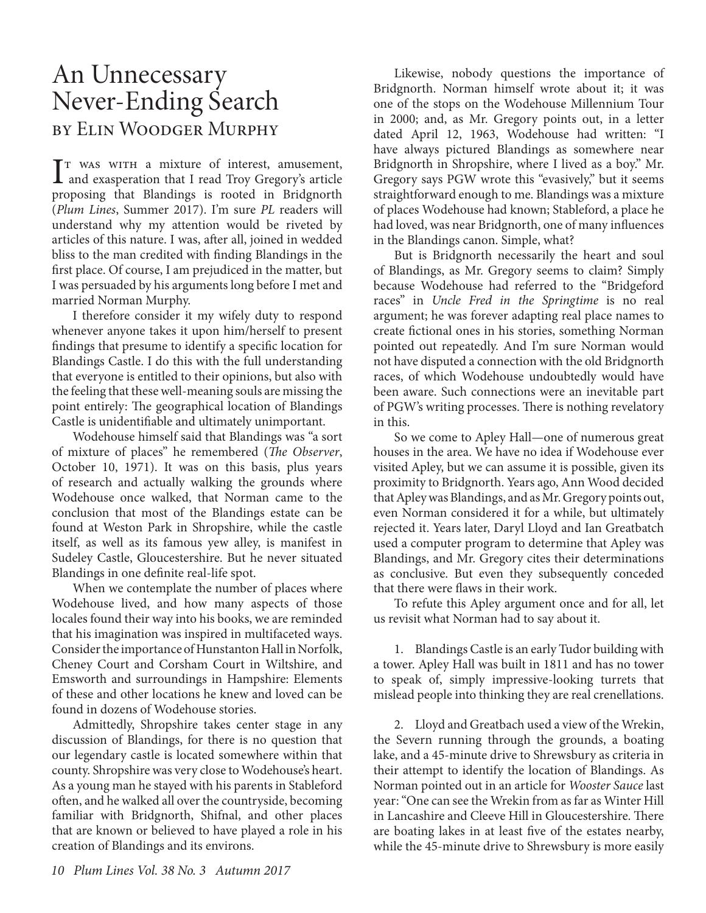# An Unnecessary Never-Ending Search

## by Elin Woodger Murphy

It was with a mixture of interest, amusement, and exasperation that I read Troy Gregory's article proposing that Blandings is rooted in Bridgnorth (*Plum Lines*, Summer 2017). I'm sure *PL* readers will understand why my attention would be riveted by articles of this nature. I was, after all, joined in wedded bliss to the man credited with finding Blandings in the first place. Of course, I am prejudiced in the matter, but I was persuaded by his arguments long before I met and married Norman Murphy.

I therefore consider it my wifely duty to respond whenever anyone takes it upon him/herself to present findings that presume to identify a specific location for Blandings Castle. I do this with the full understanding that everyone is entitled to their opinions, but also with the feeling that these well-meaning souls are missing the point entirely: The geographical location of Blandings Castle is unidentifiable and ultimately unimportant.

Wodehouse himself said that Blandings was "a sort of mixture of places" he remembered (*The Observer*, October 10, 1971). It was on this basis, plus years of research and actually walking the grounds where Wodehouse once walked, that Norman came to the conclusion that most of the Blandings estate can be found at Weston Park in Shropshire, while the castle itself, as well as its famous yew alley, is manifest in Sudeley Castle, Gloucestershire. But he never situated Blandings in one definite real-life spot.

When we contemplate the number of places where Wodehouse lived, and how many aspects of those locales found their way into his books, we are reminded that his imagination was inspired in multifaceted ways. Consider the importance of Hunstanton Hall in Norfolk, Cheney Court and Corsham Court in Wiltshire, and Emsworth and surroundings in Hampshire: Elements of these and other locations he knew and loved can be found in dozens of Wodehouse stories.

Admittedly, Shropshire takes center stage in any discussion of Blandings, for there is no question that our legendary castle is located somewhere within that county. Shropshire was very close to Wodehouse's heart. As a young man he stayed with his parents in Stableford often, and he walked all over the countryside, becoming familiar with Bridgnorth, Shifnal, and other places that are known or believed to have played a role in his creation of Blandings and its environs.

Likewise, nobody questions the importance of Bridgnorth. Norman himself wrote about it; it was one of the stops on the Wodehouse Millennium Tour in 2000; and, as Mr. Gregory points out, in a letter dated April 12, 1963, Wodehouse had written: "I have always pictured Blandings as somewhere near Bridgnorth in Shropshire, where I lived as a boy." Mr. Gregory says PGW wrote this "evasively," but it seems straightforward enough to me. Blandings was a mixture of places Wodehouse had known; Stableford, a place he had loved, was near Bridgnorth, one of many influences in the Blandings canon. Simple, what?

But is Bridgnorth necessarily the heart and soul of Blandings, as Mr. Gregory seems to claim? Simply because Wodehouse had referred to the "Bridgeford races" in *Uncle Fred in the Springtime* is no real argument; he was forever adapting real place names to create fictional ones in his stories, something Norman pointed out repeatedly. And I'm sure Norman would not have disputed a connection with the old Bridgnorth races, of which Wodehouse undoubtedly would have been aware. Such connections were an inevitable part of PGW's writing processes. There is nothing revelatory in this.

So we come to Apley Hall—one of numerous great houses in the area. We have no idea if Wodehouse ever visited Apley, but we can assume it is possible, given its proximity to Bridgnorth. Years ago, Ann Wood decided that Apley was Blandings, and as Mr. Gregory points out, even Norman considered it for a while, but ultimately rejected it. Years later, Daryl Lloyd and Ian Greatbatch used a computer program to determine that Apley was Blandings, and Mr. Gregory cites their determinations as conclusive. But even they subsequently conceded that there were flaws in their work.

To refute this Apley argument once and for all, let us revisit what Norman had to say about it.

1. Blandings Castle is an early Tudor building with a tower. Apley Hall was built in 1811 and has no tower to speak of, simply impressive-looking turrets that mislead people into thinking they are real crenellations.

2. Lloyd and Greatbach used a view of the Wrekin, the Severn running through the grounds, a boating lake, and a 45-minute drive to Shrewsbury as criteria in their attempt to identify the location of Blandings. As Norman pointed out in an article for *Wooster Sauce* last year: "One can see the Wrekin from as far as Winter Hill in Lancashire and Cleeve Hill in Gloucestershire. There are boating lakes in at least five of the estates nearby, while the 45-minute drive to Shrewsbury is more easily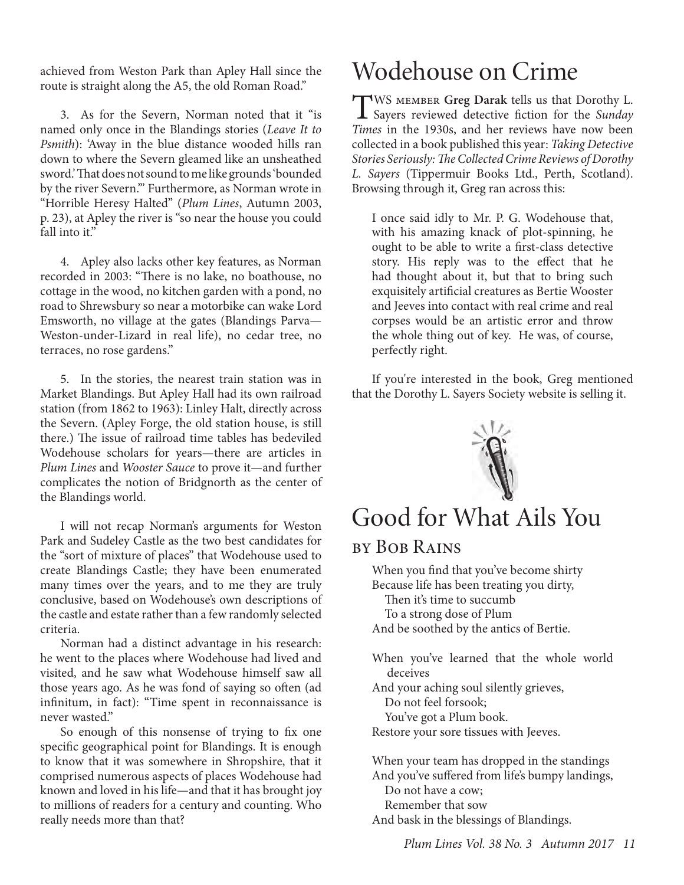achieved from Weston Park than Apley Hall since the route is straight along the A5, the old Roman Road."

3. As for the Severn, Norman noted that it "is named only once in the Blandings stories (*Leave It to Psmith*): 'Away in the blue distance wooded hills ran down to where the Severn gleamed like an unsheathed sword.' That does not sound to me like grounds 'bounded by the river Severn.'" Furthermore, as Norman wrote in "Horrible Heresy Halted" (*Plum Lines*, Autumn 2003, p. 23), at Apley the river is "so near the house you could fall into it."

4. Apley also lacks other key features, as Norman recorded in 2003: "There is no lake, no boathouse, no cottage in the wood, no kitchen garden with a pond, no road to Shrewsbury so near a motorbike can wake Lord Emsworth, no village at the gates (Blandings Parva—Weston-under-Lizard in real life), no cedar tree, no terraces, no rose gardens."

5. In the stories, the nearest train station was in Market Blandings. But Apley Hall had its own railroad station (from 1862 to 1963): Linley Halt, directly across the Severn. (Apley Forge, the old station house, is still there.) The issue of railroad time tables has bedeviled Wodehouse scholars for years—there are articles in *Plum Lines* and *Wooster Sauce* to prove it—and further complicates the notion of Bridgnorth as the center of the Blandings world.

I will not recap Norman's arguments for Weston Park and Sudeley Castle as the two best candidates for the "sort of mixture of places" that Wodehouse used to create Blandings Castle; they have been enumerated many times over the years, and to me they are truly conclusive, based on Wodehouse's own descriptions of the castle and estate rather than a few randomly selected criteria.

Norman had a distinct advantage in his research: he went to the places where Wodehouse had lived and visited, and he saw what Wodehouse himself saw all those years ago. As he was fond of saying so often (ad infinitum, in fact): "Time spent in reconnaissance is never wasted."

So enough of this nonsense of trying to fix one specific geographical point for Blandings. It is enough to know that it was somewhere in Shropshire, that it comprised numerous aspects of places Wodehouse had known and loved in his life—and that it has brought joy to millions of readers for a century and counting. Who really needs more than that?

# Wodehouse on Crime

TWS MEMBER **Greg Darak** tells us that Dorothy L. Sayers reviewed detective fiction for the *Sunday Times* in the 1930s, and her reviews have now been collected in a book published this year: *Taking Detective Stories Seriously: The Collected Crime Reviews of Dorothy L. Sayers* (Tippermuir Books Ltd., Perth, Scotland). Browsing through it, Greg ran across this:

> I once said idly to Mr. P. G. Wodehouse that, with his amazing knack of plot-spinning, he ought to be able to write a first-class detective story. His reply was to the effect that he had thought about it, but that to bring such exquisitely artificial creatures as Bertie Wooster and Jeeves into contact with real crime and real corpses would be an artistic error and throw the whole thing out of key. He was, of course, perfectly right.

If you're interested in the book, Greg mentioned that the Dorothy L. Sayers Society website is selling it.

# Good for What Ails You

## by Bob Rains

When you find that you've become shirty
Because life has been treating you dirty,
  Then it's time to succumb
  To a strong dose of Plum
And be soothed by the antics of Bertie.

When you've learned that the whole world deceives
And your aching soul silently grieves,
  Do not feel forsook;
  You've got a Plum book.
Restore your sore tissues with Jeeves.

When your team has dropped in the standings
And you've suffered from life's bumpy landings,
  Do not have a cow;
  Remember that sow
And bask in the blessings of Blandings.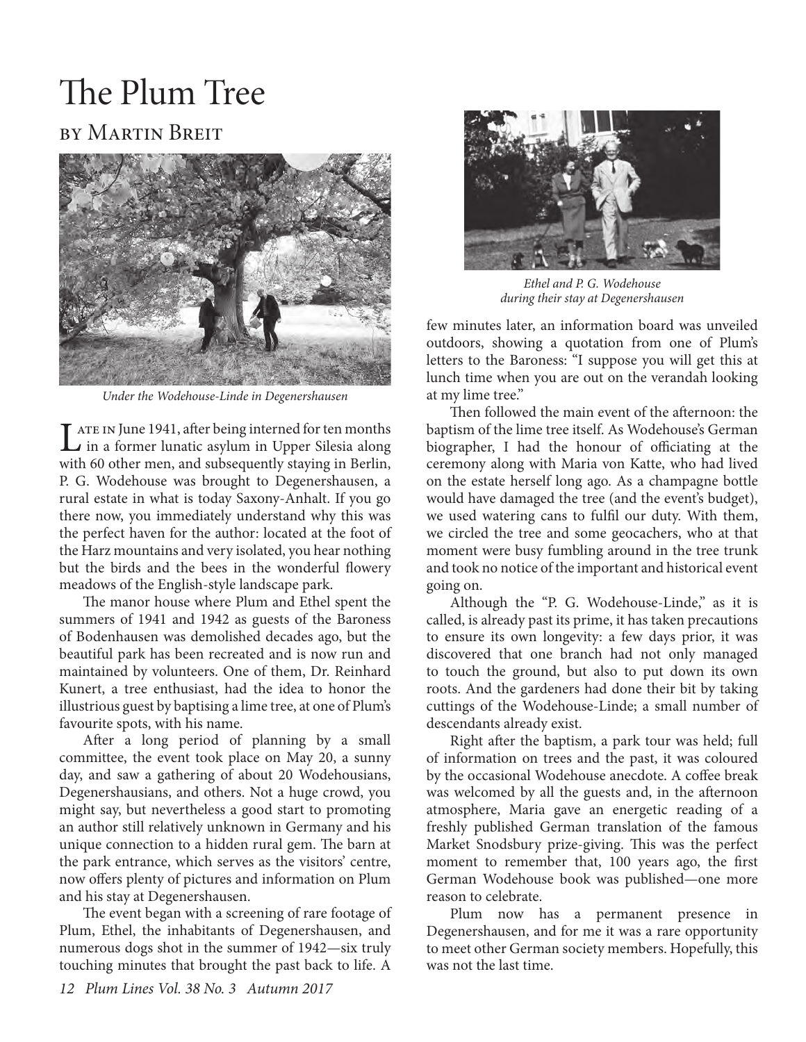# The Plum Tree

## by Martin Breit

*Under the Wodehouse-Linde in Degenershausen*

Late in June 1941, after being interned for ten months in a former lunatic asylum in Upper Silesia along with 60 other men, and subsequently staying in Berlin, P. G. Wodehouse was brought to Degenershausen, a rural estate in what is today Saxony-Anhalt. If you go there now, you immediately understand why this was the perfect haven for the author: located at the foot of the Harz mountains and very isolated, you hear nothing but the birds and the bees in the wonderful flowery meadows of the English-style landscape park.

The manor house where Plum and Ethel spent the summers of 1941 and 1942 as guests of the Baroness of Bodenhausen was demolished decades ago, but the beautiful park has been recreated and is now run and maintained by volunteers. One of them, Dr. Reinhard Kunert, a tree enthusiast, had the idea to honor the illustrious guest by baptising a lime tree, at one of Plum's favourite spots, with his name.

After a long period of planning by a small committee, the event took place on May 20, a sunny day, and saw a gathering of about 20 Wodehousians, Degenershausians, and others. Not a huge crowd, you might say, but nevertheless a good start to promoting an author still relatively unknown in Germany and his unique connection to a hidden rural gem. The barn at the park entrance, which serves as the visitors' centre, now offers plenty of pictures and information on Plum and his stay at Degenershausen.

The event began with a screening of rare footage of Plum, Ethel, the inhabitants of Degenershausen, and numerous dogs shot in the summer of 1942—six truly touching minutes that brought the past back to life. A few minutes later, an information board was unveiled outdoors, showing a quotation from one of Plum's letters to the Baroness: "I suppose you will get this at lunch time when you are out on the verandah looking at my lime tree."

*Ethel and P. G. Wodehouse during their stay at Degenershausen*

Then followed the main event of the afternoon: the baptism of the lime tree itself. As Wodehouse's German biographer, I had the honour of officiating at the ceremony along with Maria von Katte, who had lived on the estate herself long ago. As a champagne bottle would have damaged the tree (and the event's budget), we used watering cans to fulfil our duty. With them, we circled the tree and some geocachers, who at that moment were busy fumbling around in the tree trunk and took no notice of the important and historical event going on.

Although the "P. G. Wodehouse-Linde," as it is called, is already past its prime, it has taken precautions to ensure its own longevity: a few days prior, it was discovered that one branch had not only managed to touch the ground, but also to put down its own roots. And the gardeners had done their bit by taking cuttings of the Wodehouse-Linde; a small number of descendants already exist.

Right after the baptism, a park tour was held; full of information on trees and the past, it was coloured by the occasional Wodehouse anecdote. A coffee break was welcomed by all the guests and, in the afternoon atmosphere, Maria gave an energetic reading of a freshly published German translation of the famous Market Snodsbury prize-giving. This was the perfect moment to remember that, 100 years ago, the first German Wodehouse book was published—one more reason to celebrate.

Plum now has a permanent presence in Degenershausen, and for me it was a rare opportunity to meet other German society members. Hopefully, this was not the last time.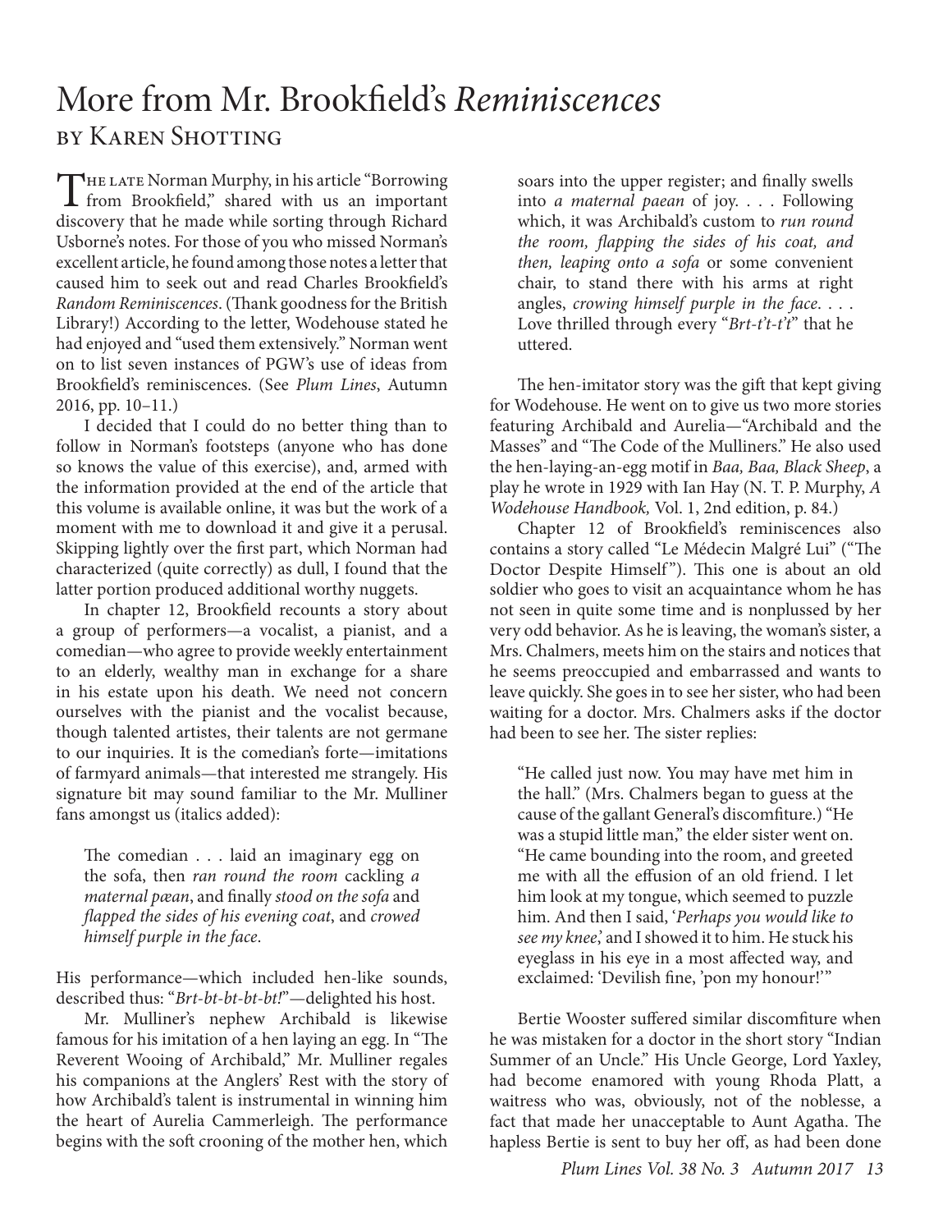# More from Mr. Brookfield's *Reminiscences*

## by Karen Shotting

The late Norman Murphy, in his article "Borrowing from Brookfield," shared with us an important discovery that he made while sorting through Richard Usborne's notes. For those of you who missed Norman's excellent article, he found among those notes a letter that caused him to seek out and read Charles Brookfield's *Random Reminiscences*. (Thank goodness for the British Library!) According to the letter, Wodehouse stated he had enjoyed and "used them extensively." Norman went on to list seven instances of PGW's use of ideas from Brookfield's reminiscences. (See *Plum Lines*, Autumn 2016, pp. 10–11.)

I decided that I could do no better thing than to follow in Norman's footsteps (anyone who has done so knows the value of this exercise), and, armed with the information provided at the end of the article that this volume is available online, it was but the work of a moment with me to download it and give it a perusal. Skipping lightly over the first part, which Norman had characterized (quite correctly) as dull, I found that the latter portion produced additional worthy nuggets.

In chapter 12, Brookfield recounts a story about a group of performers—a vocalist, a pianist, and a comedian—who agree to provide weekly entertainment to an elderly, wealthy man in exchange for a share in his estate upon his death. We need not concern ourselves with the pianist and the vocalist because, though talented artistes, their talents are not germane to our inquiries. It is the comedian's forte—imitations of farmyard animals—that interested me strangely. His signature bit may sound familiar to the Mr. Mulliner fans amongst us (italics added):

> The comedian . . . laid an imaginary egg on the sofa, then *ran round the room* cackling *a maternal pæan*, and finally *stood on the sofa* and *flapped the sides of his evening coat*, and *crowed himself purple in the face*.

His performance—which included hen-like sounds, described thus: "*Brt-bt-bt-bt-bt!*"—delighted his host.

Mr. Mulliner's nephew Archibald is likewise famous for his imitation of a hen laying an egg. In "The Reverent Wooing of Archibald," Mr. Mulliner regales his companions at the Anglers' Rest with the story of how Archibald's talent is instrumental in winning him the heart of Aurelia Cammerleigh. The performance begins with the soft crooning of the mother hen, which soars into the upper register; and finally swells into *a maternal paean* of joy. . . . Following which, it was Archibald's custom to *run round the room, flapping the sides of his coat, and then, leaping onto a sofa* or some convenient chair, to stand there with his arms at right angles, *crowing himself purple in the face*. . . . Love thrilled through every "*Brt-t't-t't*" that he uttered.

The hen-imitator story was the gift that kept giving for Wodehouse. He went on to give us two more stories featuring Archibald and Aurelia—"Archibald and the Masses" and "The Code of the Mulliners." He also used the hen-laying-an-egg motif in *Baa, Baa, Black Sheep*, a play he wrote in 1929 with Ian Hay (N. T. P. Murphy, *A Wodehouse Handbook,* Vol. 1, 2nd edition, p. 84.)

Chapter 12 of Brookfield's reminiscences also contains a story called "Le Médecin Malgré Lui" ("The Doctor Despite Himself"). This one is about an old soldier who goes to visit an acquaintance whom he has not seen in quite some time and is nonplussed by her very odd behavior. As he is leaving, the woman's sister, a Mrs. Chalmers, meets him on the stairs and notices that he seems preoccupied and embarrassed and wants to leave quickly. She goes in to see her sister, who had been waiting for a doctor. Mrs. Chalmers asks if the doctor had been to see her. The sister replies:

> "He called just now. You may have met him in the hall." (Mrs. Chalmers began to guess at the cause of the gallant General's discomfiture.) "He was a stupid little man," the elder sister went on. "He came bounding into the room, and greeted me with all the effusion of an old friend. I let him look at my tongue, which seemed to puzzle him. And then I said, '*Perhaps you would like to see my knee*,' and I showed it to him. He stuck his eyeglass in his eye in a most affected way, and exclaimed: 'Devilish fine, 'pon my honour!'"

Bertie Wooster suffered similar discomfiture when he was mistaken for a doctor in the short story "Indian Summer of an Uncle." His Uncle George, Lord Yaxley, had become enamored with young Rhoda Platt, a waitress who was, obviously, not of the noblesse, a fact that made her unacceptable to Aunt Agatha. The hapless Bertie is sent to buy her off, as had been done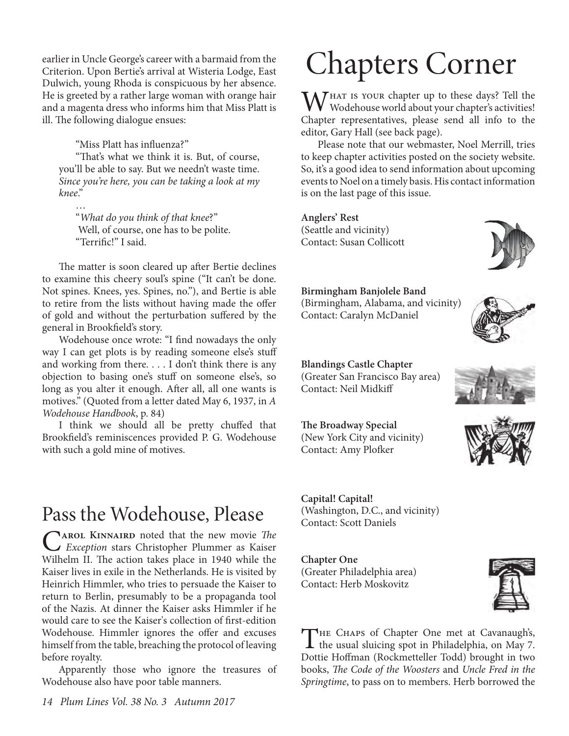earlier in Uncle George's career with a barmaid from the Criterion. Upon Bertie's arrival at Wisteria Lodge, East Dulwich, young Rhoda is conspicuous by her absence. He is greeted by a rather large woman with orange hair and a magenta dress who informs him that Miss Platt is ill. The following dialogue ensues:

> "Miss Platt has influenza?"
>
> "That's what we think it is. But, of course, you'll be able to say. But we needn't waste time. *Since you're here, you can be taking a look at my knee*."
>
> …
>
> "*What do you think of that knee*?"
>
> Well, of course, one has to be polite.
>
> "Terrific!" I said.

The matter is soon cleared up after Bertie declines to examine this cheery soul's spine ("It can't be done. Not spines. Knees, yes. Spines, no."), and Bertie is able to retire from the lists without having made the offer of gold and without the perturbation suffered by the general in Brookfield's story.

Wodehouse once wrote: "I find nowadays the only way I can get plots is by reading someone else's stuff and working from there. . . . I don't think there is any objection to basing one's stuff on someone else's, so long as you alter it enough. After all, all one wants is motives." (Quoted from a letter dated May 6, 1937, in *A Wodehouse Handbook*, p. 84)

I think we should all be pretty chuffed that Brookfield's reminiscences provided P. G. Wodehouse with such a gold mine of motives.

## Pass the Wodehouse, Please

**Carol Kinnaird** noted that the new movie *The Exception* stars Christopher Plummer as Kaiser Wilhelm II. The action takes place in 1940 while the Kaiser lives in exile in the Netherlands. He is visited by Heinrich Himmler, who tries to persuade the Kaiser to return to Berlin, presumably to be a propaganda tool of the Nazis. At dinner the Kaiser asks Himmler if he would care to see the Kaiser's collection of first-edition Wodehouse. Himmler ignores the offer and excuses himself from the table, breaching the protocol of leaving before royalty.

Apparently those who ignore the treasures of Wodehouse also have poor table manners.

# Chapters Corner

What is your chapter up to these days? Tell the Wodehouse world about your chapter's activities! Chapter representatives, please send all info to the editor, Gary Hall (see back page).

Please note that our webmaster, Noel Merrill, tries to keep chapter activities posted on the society website. So, it's a good idea to send information about upcoming events to Noel on a timely basis. His contact information is on the last page of this issue.

**Anglers' Rest**
(Seattle and vicinity)
Contact: Susan Collicott

**Birmingham Banjolele Band**
(Birmingham, Alabama, and vicinity)
Contact: Caralyn McDaniel

**Blandings Castle Chapter**
(Greater San Francisco Bay area)
Contact: Neil Midkiff

**The Broadway Special**
(New York City and vicinity)
Contact: Amy Plofker

**Capital! Capital!**
(Washington, D.C., and vicinity)
Contact: Scott Daniels

**Chapter One**
(Greater Philadelphia area)
Contact: Herb Moskovitz

The Chaps of Chapter One met at Cavanaugh's, the usual sluicing spot in Philadelphia, on May 7. Dottie Hoffman (Rockmetteller Todd) brought in two books, *The Code of the Woosters* and *Uncle Fred in the Springtime*, to pass on to members. Herb borrowed the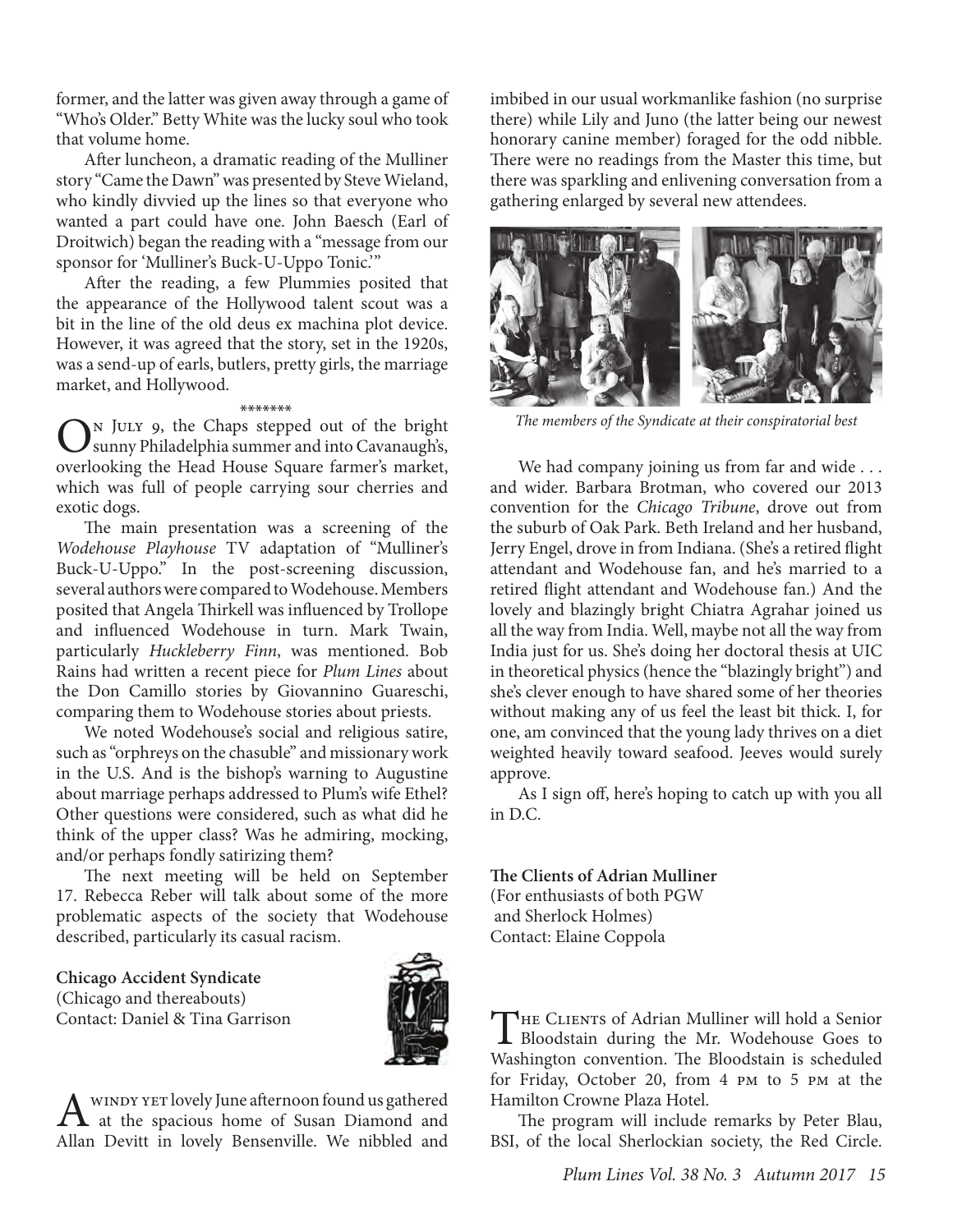former, and the latter was given away through a game of "Who's Older." Betty White was the lucky soul who took that volume home.

After luncheon, a dramatic reading of the Mulliner story "Came the Dawn" was presented by Steve Wieland, who kindly divvied up the lines so that everyone who wanted a part could have one. John Baesch (Earl of Droitwich) began the reading with a "message from our sponsor for 'Mulliner's Buck-U-Uppo Tonic.'"

After the reading, a few Plummies posited that the appearance of the Hollywood talent scout was a bit in the line of the old deus ex machina plot device. However, it was agreed that the story, set in the 1920s, was a send-up of earls, butlers, pretty girls, the marriage market, and Hollywood.

\*\*\*\*\*\*\*

On July 9, the Chaps stepped out of the bright sunny Philadelphia summer and into Cavanaugh's, overlooking the Head House Square farmer's market, which was full of people carrying sour cherries and exotic dogs.

The main presentation was a screening of the *Wodehouse Playhouse* TV adaptation of "Mulliner's Buck-U-Uppo." In the post-screening discussion, several authors were compared to Wodehouse. Members posited that Angela Thirkell was influenced by Trollope and influenced Wodehouse in turn. Mark Twain, particularly *Huckleberry Finn*, was mentioned. Bob Rains had written a recent piece for *Plum Lines* about the Don Camillo stories by Giovannino Guareschi, comparing them to Wodehouse stories about priests.

We noted Wodehouse's social and religious satire, such as "orphreys on the chasuble" and missionary work in the U.S. And is the bishop's warning to Augustine about marriage perhaps addressed to Plum's wife Ethel? Other questions were considered, such as what did he think of the upper class? Was he admiring, mocking, and/or perhaps fondly satirizing them?

The next meeting will be held on September 17. Rebecca Reber will talk about some of the more problematic aspects of the society that Wodehouse described, particularly its casual racism.

**Chicago Accident Syndicate**
(Chicago and thereabouts)
Contact: Daniel & Tina Garrison

A windy yet lovely June afternoon found us gathered at the spacious home of Susan Diamond and Allan Devitt in lovely Bensenville. We nibbled and imbibed in our usual workmanlike fashion (no surprise there) while Lily and Juno (the latter being our newest honorary canine member) foraged for the odd nibble. There were no readings from the Master this time, but there was sparkling and enlivening conversation from a gathering enlarged by several new attendees.

*The members of the Syndicate at their conspiratorial best*

We had company joining us from far and wide . . . and wider. Barbara Brotman, who covered our 2013 convention for the *Chicago Tribune*, drove out from the suburb of Oak Park. Beth Ireland and her husband, Jerry Engel, drove in from Indiana. (She's a retired flight attendant and Wodehouse fan, and he's married to a retired flight attendant and Wodehouse fan.) And the lovely and blazingly bright Chiatra Agrahar joined us all the way from India. Well, maybe not all the way from India just for us. She's doing her doctoral thesis at UIC in theoretical physics (hence the "blazingly bright") and she's clever enough to have shared some of her theories without making any of us feel the least bit thick. I, for one, am convinced that the young lady thrives on a diet weighted heavily toward seafood. Jeeves would surely approve.

As I sign off, here's hoping to catch up with you all in D.C.

**The Clients of Adrian Mulliner**
(For enthusiasts of both PGW and Sherlock Holmes)
Contact: Elaine Coppola

The Clients of Adrian Mulliner will hold a Senior Bloodstain during the Mr. Wodehouse Goes to Washington convention. The Bloodstain is scheduled for Friday, October 20, from 4 pm to 5 pm at the Hamilton Crowne Plaza Hotel.

The program will include remarks by Peter Blau, BSI, of the local Sherlockian society, the Red Circle.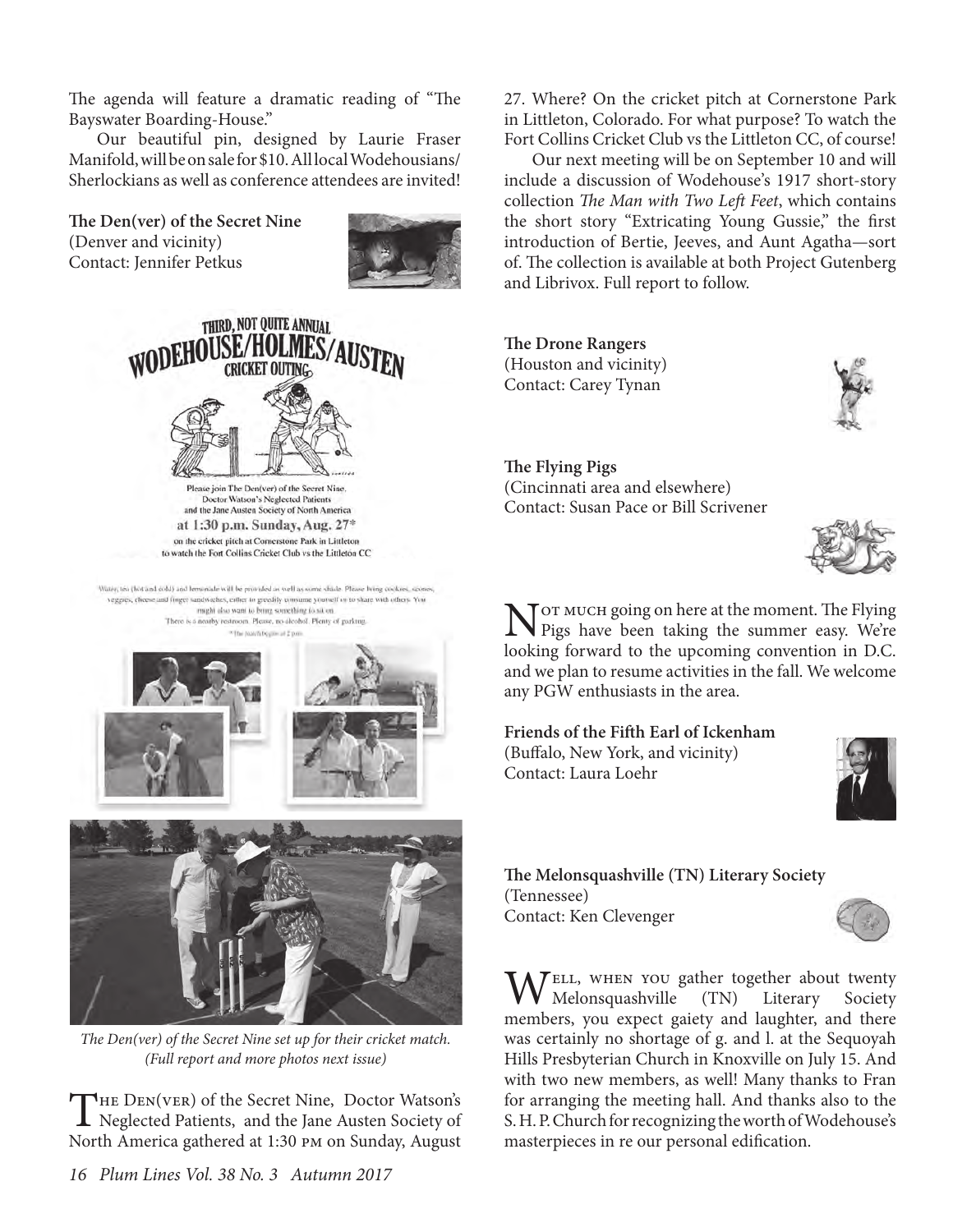The agenda will feature a dramatic reading of "The Bayswater Boarding-House."

Our beautiful pin, designed by Laurie Fraser Manifold, will be on sale for $10. All local Wodehousians/Sherlockians as well as conference attendees are invited!

**The Den(ver) of the Secret Nine**
(Denver and vicinity)
Contact: Jennifer Petkus

THIRD, NOT QUITE ANNUAL
WODEHOUSE/HOLMES/AUSTEN
CRICKET OUTING

Please join The Den(ver) of the Secret Nine, Doctor Watson's Neglected Patients and the Jane Austen Society of North America at 1:30 p.m. Sunday, Aug. 27* on the cricket pitch at Cornerstone Park in Littleton to watch the Fort Collins Cricket Club vs the Littleton CC

Water, tea (hot and cold) and lemonade will be provided as well as some shade. Please bring cookies, scones, veggies, cheese and finger sandwiches, either to greedily consume yourself or to share with others. You might also want to bring something to sit on. There is a nearby restroom. Please, no alcohol. Plenty of parking.
*The match begins at 2 p.m.

*The Den(ver) of the Secret Nine set up for their cricket match. (Full report and more photos next issue)*

The Den(ver) of the Secret Nine, Doctor Watson's Neglected Patients, and the Jane Austen Society of North America gathered at 1:30 PM on Sunday, August 27. Where? On the cricket pitch at Cornerstone Park in Littleton, Colorado. For what purpose? To watch the Fort Collins Cricket Club vs the Littleton CC, of course!

Our next meeting will be on September 10 and will include a discussion of Wodehouse's 1917 short-story collection *The Man with Two Left Feet*, which contains the short story "Extricating Young Gussie," the first introduction of Bertie, Jeeves, and Aunt Agatha—sort of. The collection is available at both Project Gutenberg and Librivox. Full report to follow.

**The Drone Rangers**
(Houston and vicinity)
Contact: Carey Tynan

**The Flying Pigs**
(Cincinnati area and elsewhere)
Contact: Susan Pace or Bill Scrivener

Not much going on here at the moment. The Flying Pigs have been taking the summer easy. We're looking forward to the upcoming convention in D.C. and we plan to resume activities in the fall. We welcome any PGW enthusiasts in the area.

**Friends of the Fifth Earl of Ickenham**
(Buffalo, New York, and vicinity)
Contact: Laura Loehr

**The Melonsquashville (TN) Literary Society**
(Tennessee)
Contact: Ken Clevenger

Well, when you gather together about twenty Melonsquashville (TN) Literary Society members, you expect gaiety and laughter, and there was certainly no shortage of g. and l. at the Sequoyah Hills Presbyterian Church in Knoxville on July 15. And with two new members, as well! Many thanks to Fran for arranging the meeting hall. And thanks also to the S. H. P. Church for recognizing the worth of Wodehouse's masterpieces in re our personal edification.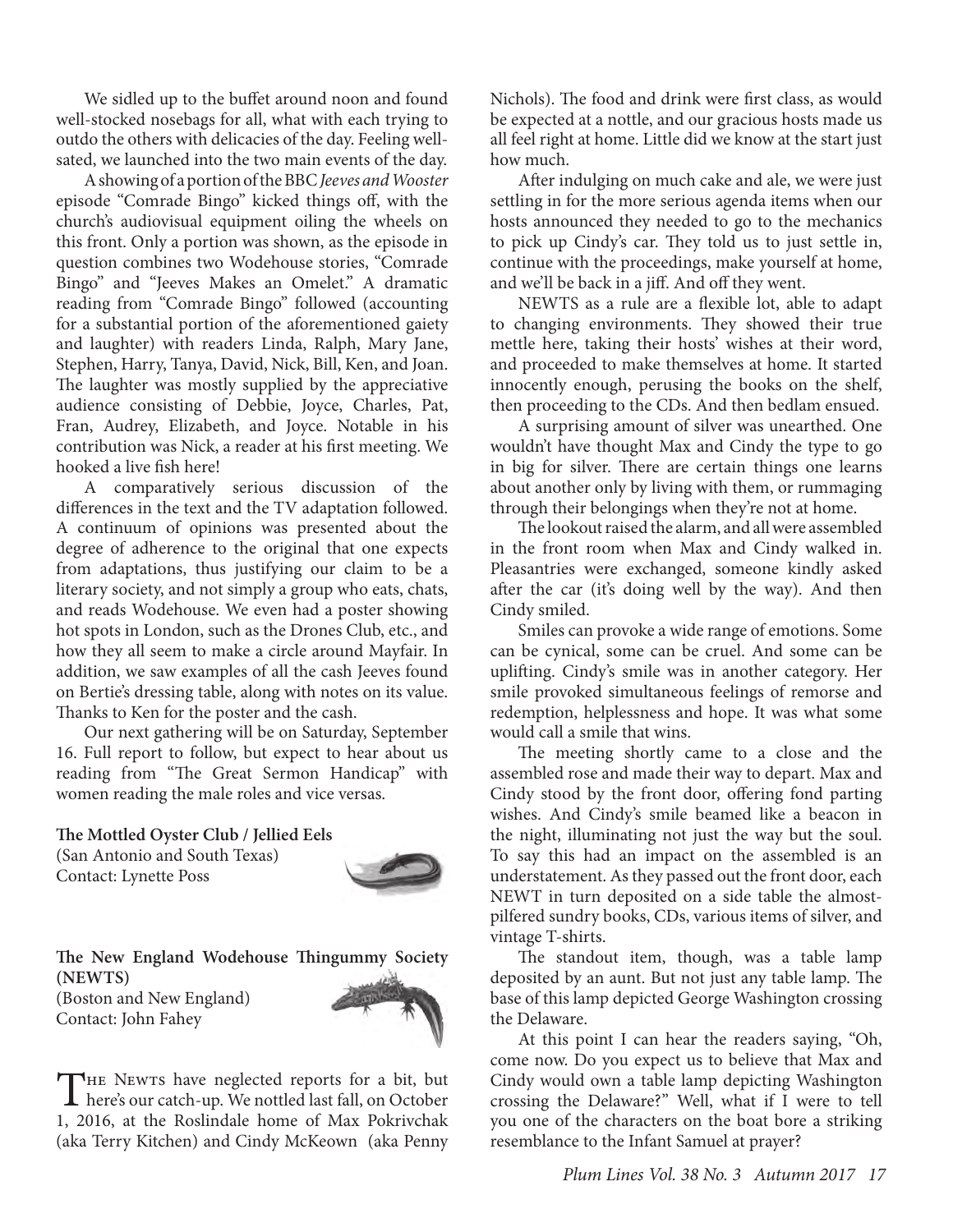We sidled up to the buffet around noon and found well-stocked nosebags for all, what with each trying to outdo the others with delicacies of the day. Feeling well-sated, we launched into the two main events of the day.

A showing of a portion of the BBC *Jeeves and Wooster* episode "Comrade Bingo" kicked things off, with the church's audiovisual equipment oiling the wheels on this front. Only a portion was shown, as the episode in question combines two Wodehouse stories, "Comrade Bingo" and "Jeeves Makes an Omelet." A dramatic reading from "Comrade Bingo" followed (accounting for a substantial portion of the aforementioned gaiety and laughter) with readers Linda, Ralph, Mary Jane, Stephen, Harry, Tanya, David, Nick, Bill, Ken, and Joan. The laughter was mostly supplied by the appreciative audience consisting of Debbie, Joyce, Charles, Pat, Fran, Audrey, Elizabeth, and Joyce. Notable in his contribution was Nick, a reader at his first meeting. We hooked a live fish here!

A comparatively serious discussion of the differences in the text and the TV adaptation followed. A continuum of opinions was presented about the degree of adherence to the original that one expects from adaptations, thus justifying our claim to be a literary society, and not simply a group who eats, chats, and reads Wodehouse. We even had a poster showing hot spots in London, such as the Drones Club, etc., and how they all seem to make a circle around Mayfair. In addition, we saw examples of all the cash Jeeves found on Bertie's dressing table, along with notes on its value. Thanks to Ken for the poster and the cash.

Our next gathering will be on Saturday, September 16. Full report to follow, but expect to hear about us reading from "The Great Sermon Handicap" with women reading the male roles and vice versas.

**The Mottled Oyster Club / Jellied Eels**
(San Antonio and South Texas)
Contact: Lynette Poss

**The New England Wodehouse Thingummy Society (NEWTS)**
(Boston and New England)
Contact: John Fahey

The Newts have neglected reports for a bit, but here's our catch-up. We nottled last fall, on October 1, 2016, at the Roslindale home of Max Pokrivchak (aka Terry Kitchen) and Cindy McKeown (aka Penny Nichols). The food and drink were first class, as would be expected at a nottle, and our gracious hosts made us all feel right at home. Little did we know at the start just how much.

After indulging on much cake and ale, we were just settling in for the more serious agenda items when our hosts announced they needed to go to the mechanics to pick up Cindy's car. They told us to just settle in, continue with the proceedings, make yourself at home, and we'll be back in a jiff. And off they went.

NEWTS as a rule are a flexible lot, able to adapt to changing environments. They showed their true mettle here, taking their hosts' wishes at their word, and proceeded to make themselves at home. It started innocently enough, perusing the books on the shelf, then proceeding to the CDs. And then bedlam ensued.

A surprising amount of silver was unearthed. One wouldn't have thought Max and Cindy the type to go in big for silver. There are certain things one learns about another only by living with them, or rummaging through their belongings when they're not at home.

The lookout raised the alarm, and all were assembled in the front room when Max and Cindy walked in. Pleasantries were exchanged, someone kindly asked after the car (it's doing well by the way). And then Cindy smiled.

Smiles can provoke a wide range of emotions. Some can be cynical, some can be cruel. And some can be uplifting. Cindy's smile was in another category. Her smile provoked simultaneous feelings of remorse and redemption, helplessness and hope. It was what some would call a smile that wins.

The meeting shortly came to a close and the assembled rose and made their way to depart. Max and Cindy stood by the front door, offering fond parting wishes. And Cindy's smile beamed like a beacon in the night, illuminating not just the way but the soul. To say this had an impact on the assembled is an understatement. As they passed out the front door, each NEWT in turn deposited on a side table the almost-pilfered sundry books, CDs, various items of silver, and vintage T-shirts.

The standout item, though, was a table lamp deposited by an aunt. But not just any table lamp. The base of this lamp depicted George Washington crossing the Delaware.

At this point I can hear the readers saying, "Oh, come now. Do you expect us to believe that Max and Cindy would own a table lamp depicting Washington crossing the Delaware?" Well, what if I were to tell you one of the characters on the boat bore a striking resemblance to the Infant Samuel at prayer?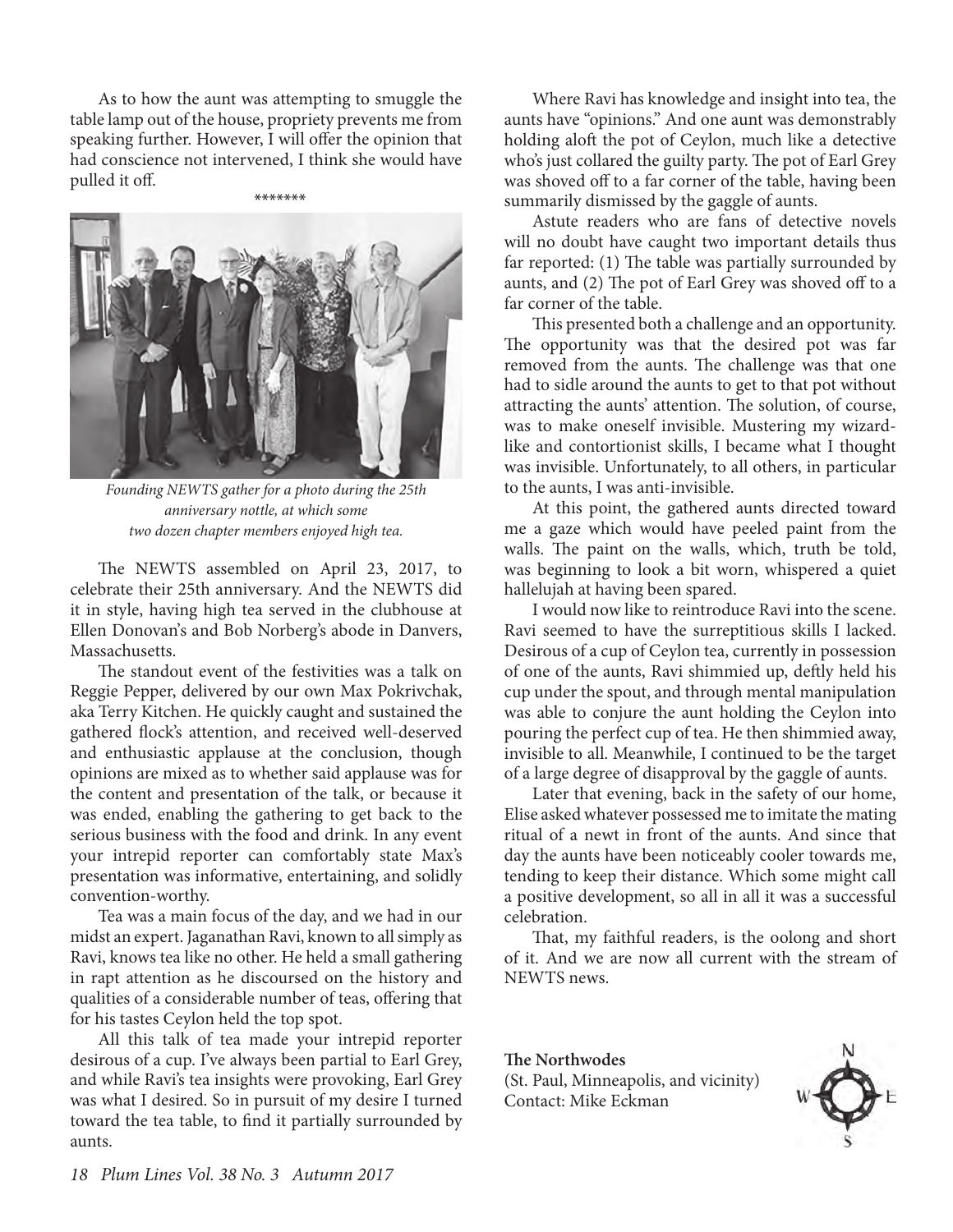As to how the aunt was attempting to smuggle the table lamp out of the house, propriety prevents me from speaking further. However, I will offer the opinion that had conscience not intervened, I think she would have pulled it off.

*******

*Founding NEWTS gather for a photo during the 25th anniversary nottle, at which some two dozen chapter members enjoyed high tea.*

The NEWTS assembled on April 23, 2017, to celebrate their 25th anniversary. And the NEWTS did it in style, having high tea served in the clubhouse at Ellen Donovan's and Bob Norberg's abode in Danvers, Massachusetts.

The standout event of the festivities was a talk on Reggie Pepper, delivered by our own Max Pokrivchak, aka Terry Kitchen. He quickly caught and sustained the gathered flock's attention, and received well-deserved and enthusiastic applause at the conclusion, though opinions are mixed as to whether said applause was for the content and presentation of the talk, or because it was ended, enabling the gathering to get back to the serious business with the food and drink. In any event your intrepid reporter can comfortably state Max's presentation was informative, entertaining, and solidly convention-worthy.

Tea was a main focus of the day, and we had in our midst an expert. Jaganathan Ravi, known to all simply as Ravi, knows tea like no other. He held a small gathering in rapt attention as he discoursed on the history and qualities of a considerable number of teas, offering that for his tastes Ceylon held the top spot.

All this talk of tea made your intrepid reporter desirous of a cup. I've always been partial to Earl Grey, and while Ravi's tea insights were provoking, Earl Grey was what I desired. So in pursuit of my desire I turned toward the tea table, to find it partially surrounded by aunts.

Where Ravi has knowledge and insight into tea, the aunts have "opinions." And one aunt was demonstrably holding aloft the pot of Ceylon, much like a detective who's just collared the guilty party. The pot of Earl Grey was shoved off to a far corner of the table, having been summarily dismissed by the gaggle of aunts.

Astute readers who are fans of detective novels will no doubt have caught two important details thus far reported: (1) The table was partially surrounded by aunts, and (2) The pot of Earl Grey was shoved off to a far corner of the table.

This presented both a challenge and an opportunity. The opportunity was that the desired pot was far removed from the aunts. The challenge was that one had to sidle around the aunts to get to that pot without attracting the aunts' attention. The solution, of course, was to make oneself invisible. Mustering my wizard-like and contortionist skills, I became what I thought was invisible. Unfortunately, to all others, in particular to the aunts, I was anti-invisible.

At this point, the gathered aunts directed toward me a gaze which would have peeled paint from the walls. The paint on the walls, which, truth be told, was beginning to look a bit worn, whispered a quiet hallelujah at having been spared.

I would now like to reintroduce Ravi into the scene. Ravi seemed to have the surreptitious skills I lacked. Desirous of a cup of Ceylon tea, currently in possession of one of the aunts, Ravi shimmied up, deftly held his cup under the spout, and through mental manipulation was able to conjure the aunt holding the Ceylon into pouring the perfect cup of tea. He then shimmied away, invisible to all. Meanwhile, I continued to be the target of a large degree of disapproval by the gaggle of aunts.

Later that evening, back in the safety of our home, Elise asked whatever possessed me to imitate the mating ritual of a newt in front of the aunts. And since that day the aunts have been noticeably cooler towards me, tending to keep their distance. Which some might call a positive development, so all in all it was a successful celebration.

That, my faithful readers, is the oolong and short of it. And we are now all current with the stream of NEWTS news.

**The Northwodes**
(St. Paul, Minneapolis, and vicinity)
Contact: Mike Eckman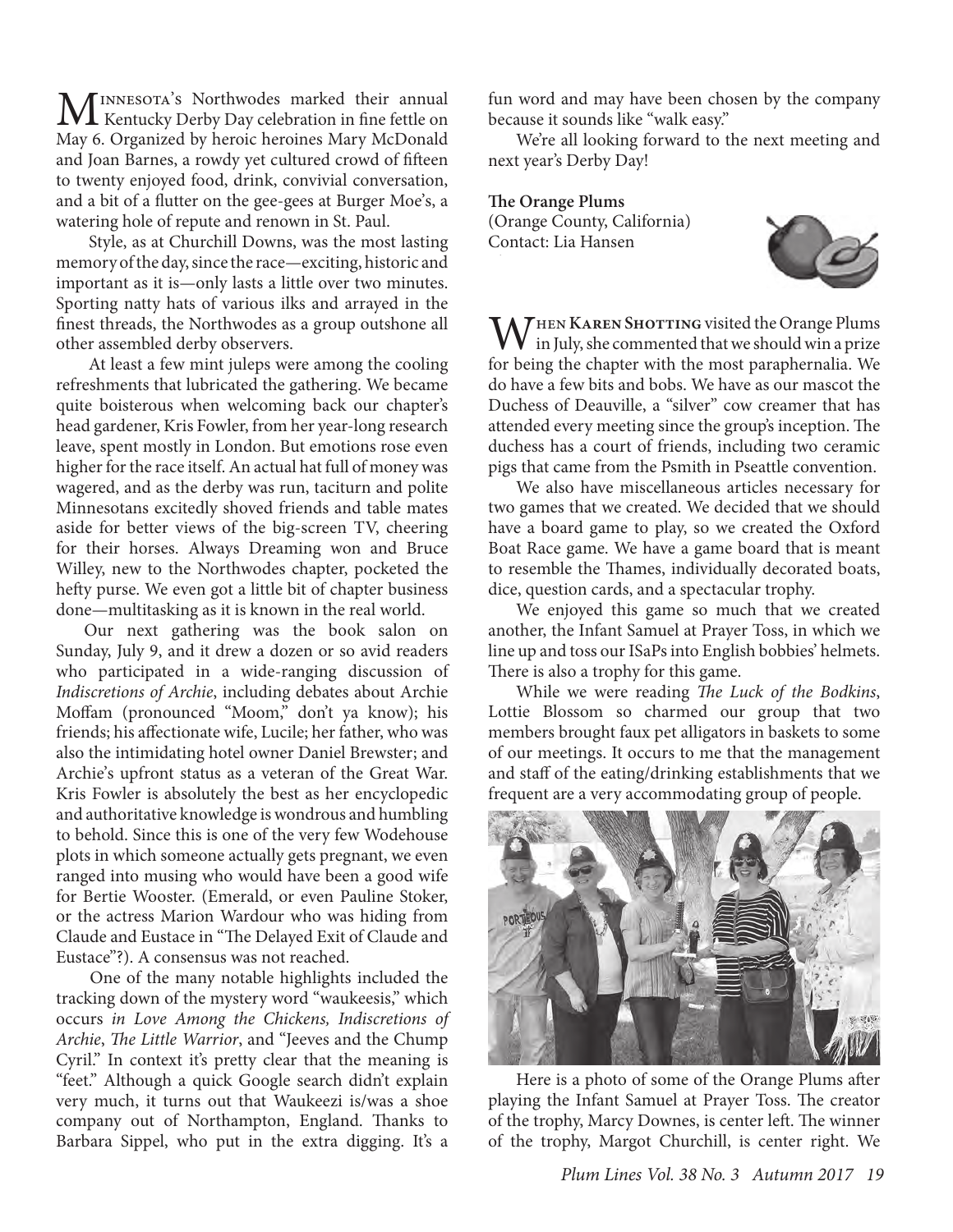Minnesota's Northwodes marked their annual Kentucky Derby Day celebration in fine fettle on May 6. Organized by heroic heroines Mary McDonald and Joan Barnes, a rowdy yet cultured crowd of fifteen to twenty enjoyed food, drink, convivial conversation, and a bit of a flutter on the gee-gees at Burger Moe's, a watering hole of repute and renown in St. Paul.

Style, as at Churchill Downs, was the most lasting memory of the day, since the race—exciting, historic and important as it is—only lasts a little over two minutes. Sporting natty hats of various ilks and arrayed in the finest threads, the Northwodes as a group outshone all other assembled derby observers.

At least a few mint juleps were among the cooling refreshments that lubricated the gathering. We became quite boisterous when welcoming back our chapter's head gardener, Kris Fowler, from her year-long research leave, spent mostly in London. But emotions rose even higher for the race itself. An actual hat full of money was wagered, and as the derby was run, taciturn and polite Minnesotans excitedly shoved friends and table mates aside for better views of the big-screen TV, cheering for their horses. Always Dreaming won and Bruce Willey, new to the Northwodes chapter, pocketed the hefty purse. We even got a little bit of chapter business done—multitasking as it is known in the real world.

Our next gathering was the book salon on Sunday, July 9, and it drew a dozen or so avid readers who participated in a wide-ranging discussion of *Indiscretions of Archie*, including debates about Archie Moffam (pronounced "Moom," don't ya know); his friends; his affectionate wife, Lucile; her father, who was also the intimidating hotel owner Daniel Brewster; and Archie's upfront status as a veteran of the Great War. Kris Fowler is absolutely the best as her encyclopedic and authoritative knowledge is wondrous and humbling to behold. Since this is one of the very few Wodehouse plots in which someone actually gets pregnant, we even ranged into musing who would have been a good wife for Bertie Wooster. (Emerald, or even Pauline Stoker, or the actress Marion Wardour who was hiding from Claude and Eustace in "The Delayed Exit of Claude and Eustace"?). A consensus was not reached.

One of the many notable highlights included the tracking down of the mystery word "waukeesis," which occurs *in Love Among the Chickens, Indiscretions of Archie*, *The Little Warrior*, and "Jeeves and the Chump Cyril." In context it's pretty clear that the meaning is "feet." Although a quick Google search didn't explain very much, it turns out that Waukeezi is/was a shoe company out of Northampton, England. Thanks to Barbara Sippel, who put in the extra digging. It's a fun word and may have been chosen by the company because it sounds like "walk easy."

We're all looking forward to the next meeting and next year's Derby Day!

**The Orange Plums**
(Orange County, California)
Contact: Lia Hansen

When **Karen Shotting** visited the Orange Plums in July, she commented that we should win a prize for being the chapter with the most paraphernalia. We do have a few bits and bobs. We have as our mascot the Duchess of Deauville, a "silver" cow creamer that has attended every meeting since the group's inception. The duchess has a court of friends, including two ceramic pigs that came from the Psmith in Pseattle convention.

We also have miscellaneous articles necessary for two games that we created. We decided that we should have a board game to play, so we created the Oxford Boat Race game. We have a game board that is meant to resemble the Thames, individually decorated boats, dice, question cards, and a spectacular trophy.

We enjoyed this game so much that we created another, the Infant Samuel at Prayer Toss, in which we line up and toss our ISaPs into English bobbies' helmets. There is also a trophy for this game.

While we were reading *The Luck of the Bodkins*, Lottie Blossom so charmed our group that two members brought faux pet alligators in baskets to some of our meetings. It occurs to me that the management and staff of the eating/drinking establishments that we frequent are a very accommodating group of people.

Here is a photo of some of the Orange Plums after playing the Infant Samuel at Prayer Toss. The creator of the trophy, Marcy Downes, is center left. The winner of the trophy, Margot Churchill, is center right. We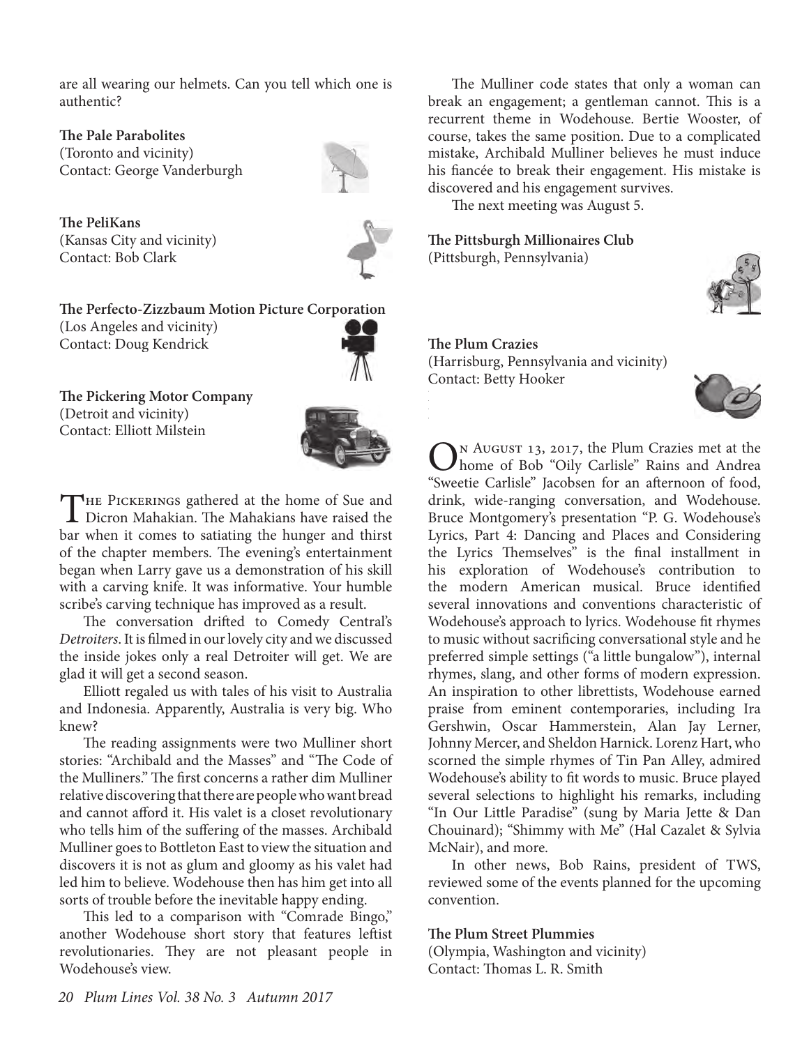are all wearing our helmets. Can you tell which one is authentic?

**The Pale Parabolites**
(Toronto and vicinity)
Contact: George Vanderburgh

**The PeliKans**
(Kansas City and vicinity)
Contact: Bob Clark

**The Perfecto-Zizzbaum Motion Picture Corporation**
(Los Angeles and vicinity)
Contact: Doug Kendrick

**The Pickering Motor Company**
(Detroit and vicinity)
Contact: Elliott Milstein

The Pickerings gathered at the home of Sue and Dicron Mahakian. The Mahakians have raised the bar when it comes to satiating the hunger and thirst of the chapter members. The evening's entertainment began when Larry gave us a demonstration of his skill with a carving knife. It was informative. Your humble scribe's carving technique has improved as a result.

The conversation drifted to Comedy Central's *Detroiters*. It is filmed in our lovely city and we discussed the inside jokes only a real Detroiter will get. We are glad it will get a second season.

Elliott regaled us with tales of his visit to Australia and Indonesia. Apparently, Australia is very big. Who knew?

The reading assignments were two Mulliner short stories: "Archibald and the Masses" and "The Code of the Mulliners." The first concerns a rather dim Mulliner relative discovering that there are people who want bread and cannot afford it. His valet is a closet revolutionary who tells him of the suffering of the masses. Archibald Mulliner goes to Bottleton East to view the situation and discovers it is not as glum and gloomy as his valet had led him to believe. Wodehouse then has him get into all sorts of trouble before the inevitable happy ending.

This led to a comparison with "Comrade Bingo," another Wodehouse short story that features leftist revolutionaries. They are not pleasant people in Wodehouse's view.

The Mulliner code states that only a woman can break an engagement; a gentleman cannot. This is a recurrent theme in Wodehouse. Bertie Wooster, of course, takes the same position. Due to a complicated mistake, Archibald Mulliner believes he must induce his fiancée to break their engagement. His mistake is discovered and his engagement survives.

The next meeting was August 5.

**The Pittsburgh Millionaires Club**
(Pittsburgh, Pennsylvania)

**The Plum Crazies**
(Harrisburg, Pennsylvania and vicinity)
Contact: Betty Hooker

On August 13, 2017, the Plum Crazies met at the home of Bob "Oily Carlisle" Rains and Andrea "Sweetie Carlisle" Jacobsen for an afternoon of food, drink, wide-ranging conversation, and Wodehouse. Bruce Montgomery's presentation "P. G. Wodehouse's Lyrics, Part 4: Dancing and Places and Considering the Lyrics Themselves" is the final installment in his exploration of Wodehouse's contribution to the modern American musical. Bruce identified several innovations and conventions characteristic of Wodehouse's approach to lyrics. Wodehouse fit rhymes to music without sacrificing conversational style and he preferred simple settings ("a little bungalow"), internal rhymes, slang, and other forms of modern expression. An inspiration to other librettists, Wodehouse earned praise from eminent contemporaries, including Ira Gershwin, Oscar Hammerstein, Alan Jay Lerner, Johnny Mercer, and Sheldon Harnick. Lorenz Hart, who scorned the simple rhymes of Tin Pan Alley, admired Wodehouse's ability to fit words to music. Bruce played several selections to highlight his remarks, including "In Our Little Paradise" (sung by Maria Jette & Dan Chouinard); "Shimmy with Me" (Hal Cazalet & Sylvia McNair), and more.

In other news, Bob Rains, president of TWS, reviewed some of the events planned for the upcoming convention.

**The Plum Street Plummies**
(Olympia, Washington and vicinity)
Contact: Thomas L. R. Smith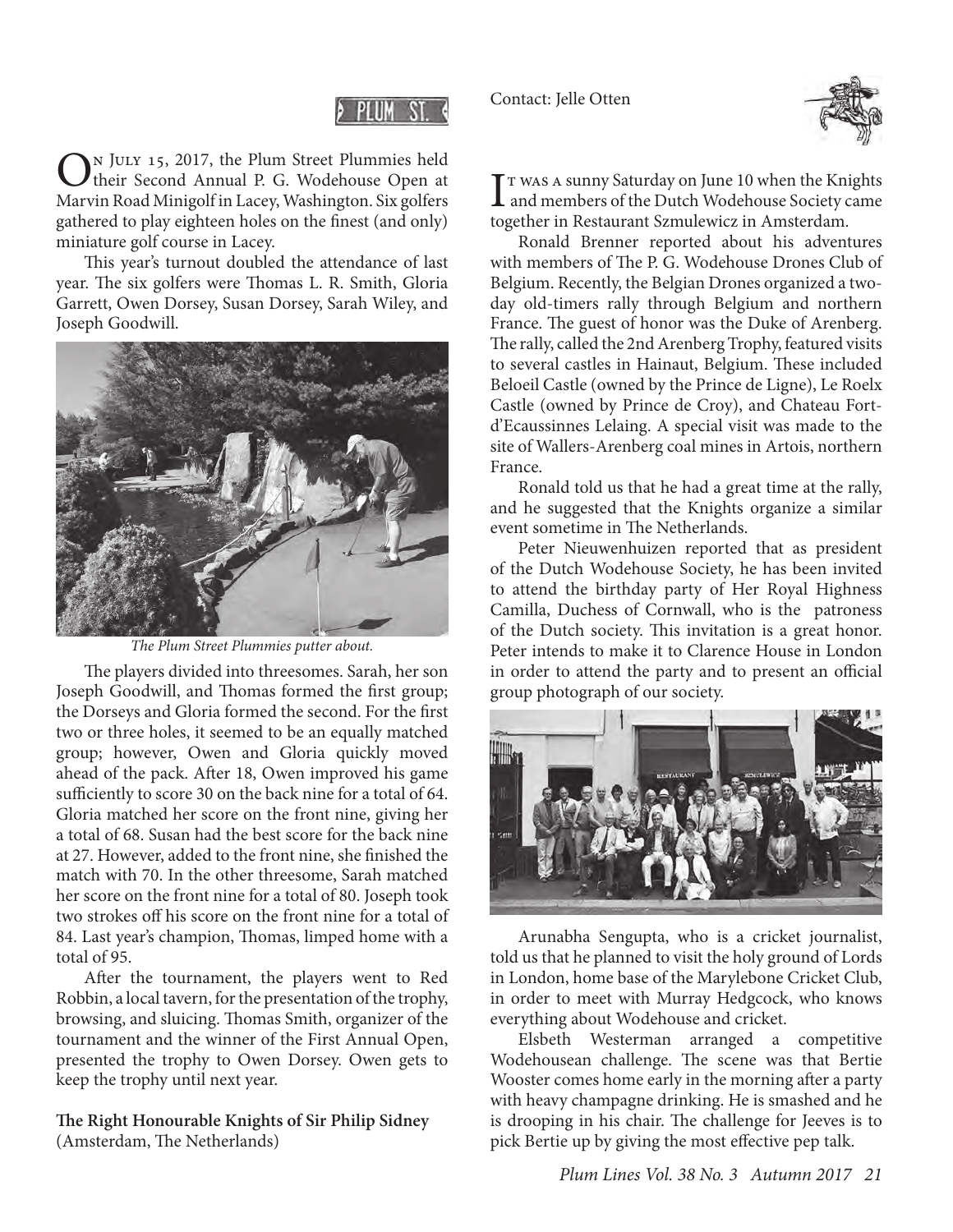On July 15, 2017, the Plum Street Plummies held their Second Annual P. G. Wodehouse Open at Marvin Road Minigolf in Lacey, Washington. Six golfers gathered to play eighteen holes on the finest (and only) miniature golf course in Lacey.

This year's turnout doubled the attendance of last year. The six golfers were Thomas L. R. Smith, Gloria Garrett, Owen Dorsey, Susan Dorsey, Sarah Wiley, and Joseph Goodwill.

*The Plum Street Plummies putter about.*

The players divided into threesomes. Sarah, her son Joseph Goodwill, and Thomas formed the first group; the Dorseys and Gloria formed the second. For the first two or three holes, it seemed to be an equally matched group; however, Owen and Gloria quickly moved ahead of the pack. After 18, Owen improved his game sufficiently to score 30 on the back nine for a total of 64. Gloria matched her score on the front nine, giving her a total of 68. Susan had the best score for the back nine at 27. However, added to the front nine, she finished the match with 70. In the other threesome, Sarah matched her score on the front nine for a total of 80. Joseph took two strokes off his score on the front nine for a total of 84. Last year's champion, Thomas, limped home with a total of 95.

After the tournament, the players went to Red Robbin, a local tavern, for the presentation of the trophy, browsing, and sluicing. Thomas Smith, organizer of the tournament and the winner of the First Annual Open, presented the trophy to Owen Dorsey. Owen gets to keep the trophy until next year.

**The Right Honourable Knights of Sir Philip Sidney**
(Amsterdam, The Netherlands)

Contact: Jelle Otten

It was a sunny Saturday on June 10 when the Knights and members of the Dutch Wodehouse Society came together in Restaurant Szmulewicz in Amsterdam.

Ronald Brenner reported about his adventures with members of The P. G. Wodehouse Drones Club of Belgium. Recently, the Belgian Drones organized a two-day old-timers rally through Belgium and northern France. The guest of honor was the Duke of Arenberg. The rally, called the 2nd Arenberg Trophy, featured visits to several castles in Hainaut, Belgium. These included Beloeil Castle (owned by the Prince de Ligne), Le Roelx Castle (owned by Prince de Croy), and Chateau Fort-d'Ecaussinnes Lelaing. A special visit was made to the site of Wallers-Arenberg coal mines in Artois, northern France.

Ronald told us that he had a great time at the rally, and he suggested that the Knights organize a similar event sometime in The Netherlands.

Peter Nieuwenhuizen reported that as president of the Dutch Wodehouse Society, he has been invited to attend the birthday party of Her Royal Highness Camilla, Duchess of Cornwall, who is the patroness of the Dutch society. This invitation is a great honor. Peter intends to make it to Clarence House in London in order to attend the party and to present an official group photograph of our society.

Arunabha Sengupta, who is a cricket journalist, told us that he planned to visit the holy ground of Lords in London, home base of the Marylebone Cricket Club, in order to meet with Murray Hedgcock, who knows everything about Wodehouse and cricket.

Elsbeth Westerman arranged a competitive Wodehousean challenge. The scene was that Bertie Wooster comes home early in the morning after a party with heavy champagne drinking. He is smashed and he is drooping in his chair. The challenge for Jeeves is to pick Bertie up by giving the most effective pep talk.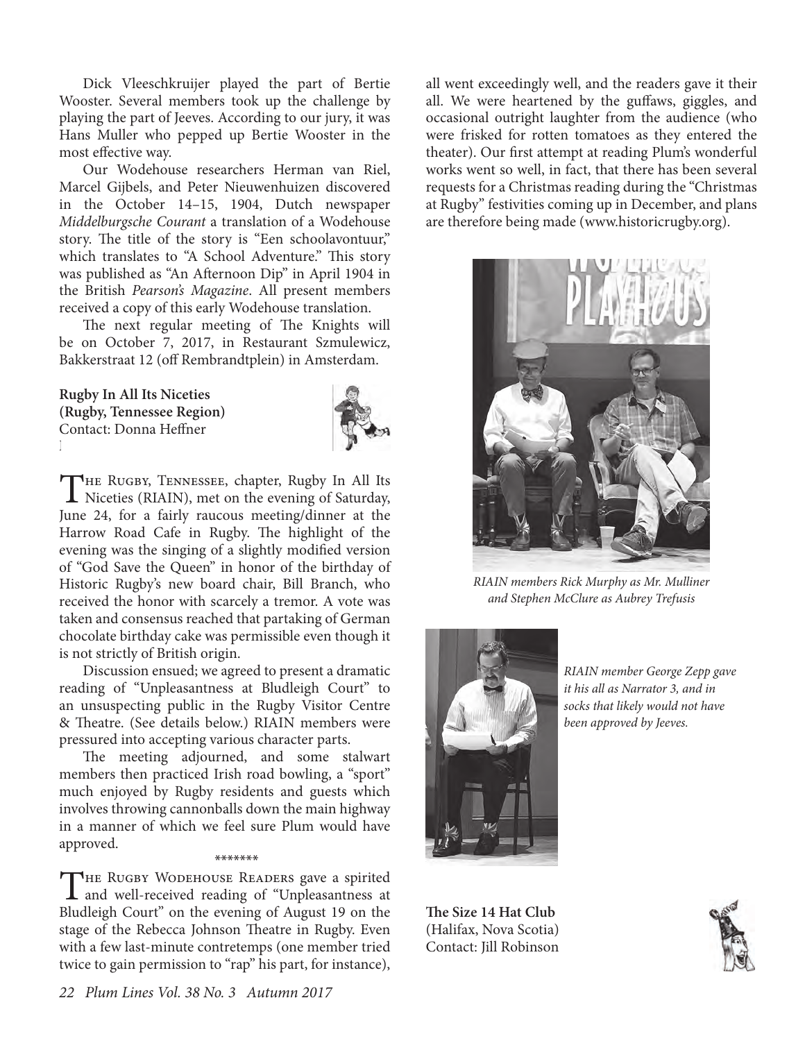Dick Vleeschkruijer played the part of Bertie Wooster. Several members took up the challenge by playing the part of Jeeves. According to our jury, it was Hans Muller who pepped up Bertie Wooster in the most effective way.

Our Wodehouse researchers Herman van Riel, Marcel Gijbels, and Peter Nieuwenhuizen discovered in the October 14–15, 1904, Dutch newspaper *Middelburgsche Courant* a translation of a Wodehouse story. The title of the story is "Een schoolavontuur," which translates to "A School Adventure." This story was published as "An Afternoon Dip" in April 1904 in the British *Pearson's Magazine*. All present members received a copy of this early Wodehouse translation.

The next regular meeting of The Knights will be on October 7, 2017, in Restaurant Szmulewicz, Bakkerstraat 12 (off Rembrandtplein) in Amsterdam.

**Rugby In All Its Niceties (Rugby, Tennessee Region)**
Contact: Donna Heffner

The Rugby, Tennessee, chapter, Rugby In All Its Niceties (RIAIN), met on the evening of Saturday, June 24, for a fairly raucous meeting/dinner at the Harrow Road Cafe in Rugby. The highlight of the evening was the singing of a slightly modified version of "God Save the Queen" in honor of the birthday of Historic Rugby's new board chair, Bill Branch, who received the honor with scarcely a tremor. A vote was taken and consensus reached that partaking of German chocolate birthday cake was permissible even though it is not strictly of British origin.

Discussion ensued; we agreed to present a dramatic reading of "Unpleasantness at Bludleigh Court" to an unsuspecting public in the Rugby Visitor Centre & Theatre. (See details below.) RIAIN members were pressured into accepting various character parts.

The meeting adjourned, and some stalwart members then practiced Irish road bowling, a "sport" much enjoyed by Rugby residents and guests which involves throwing cannonballs down the main highway in a manner of which we feel sure Plum would have approved.

\*\*\*\*\*\*\*

The Rugby Wodehouse Readers gave a spirited and well-received reading of "Unpleasantness at Bludleigh Court" on the evening of August 19 on the stage of the Rebecca Johnson Theatre in Rugby. Even with a few last-minute contretemps (one member tried twice to gain permission to "rap" his part, for instance), all went exceedingly well, and the readers gave it their all. We were heartened by the guffaws, giggles, and occasional outright laughter from the audience (who were frisked for rotten tomatoes as they entered the theater). Our first attempt at reading Plum's wonderful works went so well, in fact, that there has been several requests for a Christmas reading during the "Christmas at Rugby" festivities coming up in December, and plans are therefore being made (www.historicrugby.org).

*RIAIN members Rick Murphy as Mr. Mulliner and Stephen McClure as Aubrey Trefusis*

*RIAIN member George Zepp gave it his all as Narrator 3, and in socks that likely would not have been approved by Jeeves.*

**The Size 14 Hat Club**
(Halifax, Nova Scotia)
Contact: Jill Robinson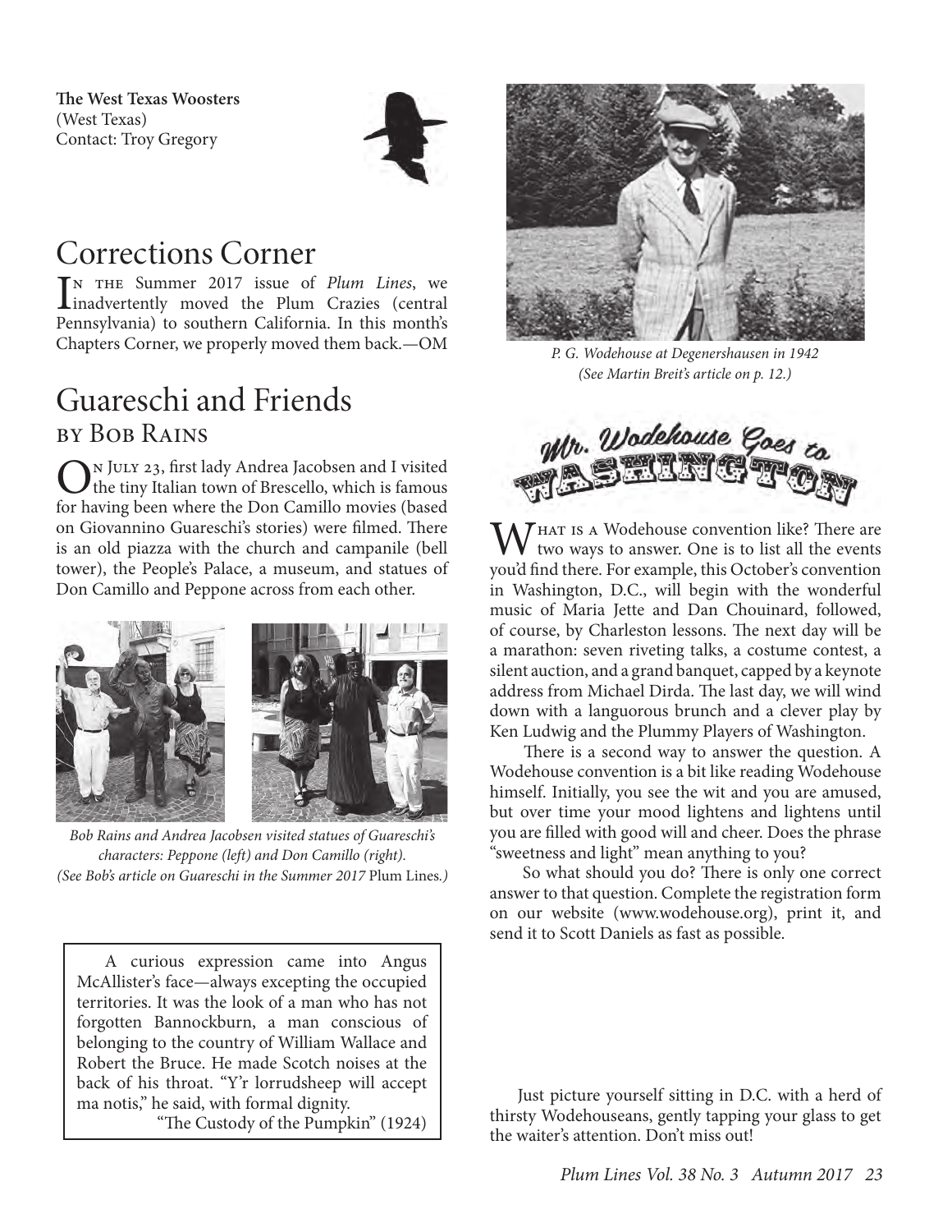**The West Texas Woosters**
(West Texas)
Contact: Troy Gregory

# Corrections Corner

In the Summer 2017 issue of *Plum Lines*, we inadvertently moved the Plum Crazies (central Pennsylvania) to southern California. In this month's Chapters Corner, we properly moved them back.—OM

# Guareschi and Friends

## by Bob Rains

On July 23, first lady Andrea Jacobsen and I visited the tiny Italian town of Brescello, which is famous for having been where the Don Camillo movies (based on Giovannino Guareschi's stories) were filmed. There is an old piazza with the church and campanile (bell tower), the People's Palace, a museum, and statues of Don Camillo and Peppone across from each other.

*Bob Rains and Andrea Jacobsen visited statues of Guareschi's characters: Peppone (left) and Don Camillo (right). (See Bob's article on Guareschi in the Summer 2017* Plum Lines.*)*

> A curious expression came into Angus McAllister's face—always excepting the occupied territories. It was the look of a man who has not forgotten Bannockburn, a man conscious of belonging to the country of William Wallace and Robert the Bruce. He made Scotch noises at the back of his throat. "Y'r lorrudsheep will accept ma notis," he said, with formal dignity.
>
> "The Custody of the Pumpkin" (1924)

*P. G. Wodehouse at Degenershausen in 1942 (See Martin Breit's article on p. 12.)*

# Mr. Wodehouse Goes to Washington

What is a Wodehouse convention like? There are two ways to answer. One is to list all the events you'd find there. For example, this October's convention in Washington, D.C., will begin with the wonderful music of Maria Jette and Dan Chouinard, followed, of course, by Charleston lessons. The next day will be a marathon: seven riveting talks, a costume contest, a silent auction, and a grand banquet, capped by a keynote address from Michael Dirda. The last day, we will wind down with a languorous brunch and a clever play by Ken Ludwig and the Plummy Players of Washington.

There is a second way to answer the question. A Wodehouse convention is a bit like reading Wodehouse himself. Initially, you see the wit and you are amused, but over time your mood lightens and lightens until you are filled with good will and cheer. Does the phrase "sweetness and light" mean anything to you?

So what should you do? There is only one correct answer to that question. Complete the registration form on our website (www.wodehouse.org), print it, and send it to Scott Daniels as fast as possible.

Just picture yourself sitting in D.C. with a herd of thirsty Wodehouseans, gently tapping your glass to get the waiter's attention. Don't miss out!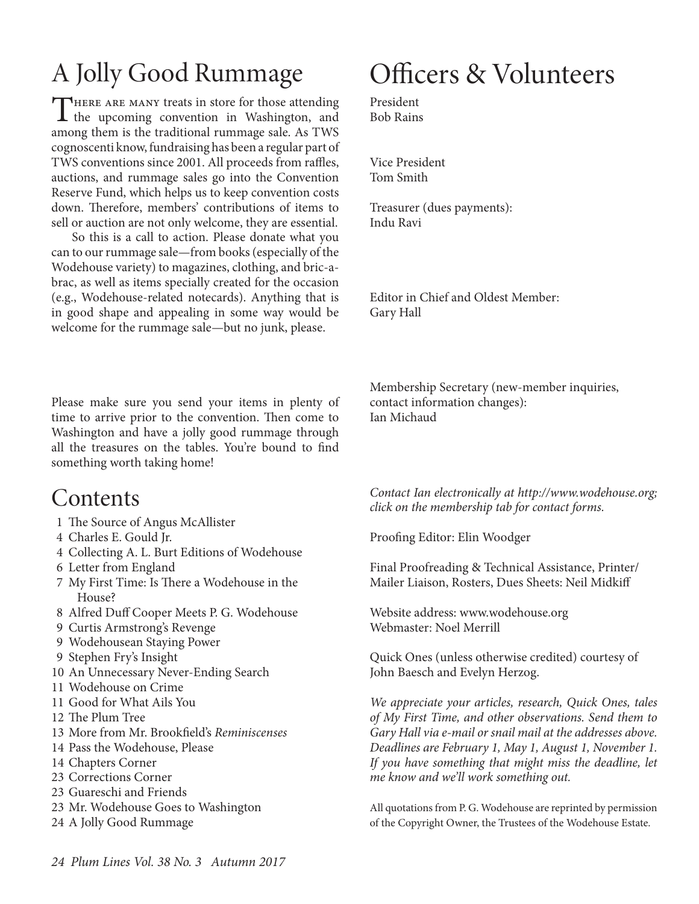# A Jolly Good Rummage

There are many treats in store for those attending the upcoming convention in Washington, and among them is the traditional rummage sale. As TWS cognoscenti know, fundraising has been a regular part of TWS conventions since 2001. All proceeds from raffles, auctions, and rummage sales go into the Convention Reserve Fund, which helps us to keep convention costs down. Therefore, members' contributions of items to sell or auction are not only welcome, they are essential.

So this is a call to action. Please donate what you can to our rummage sale—from books (especially of the Wodehouse variety) to magazines, clothing, and bric-a-brac, as well as items specially created for the occasion (e.g., Wodehouse-related notecards). Anything that is in good shape and appealing in some way would be welcome for the rummage sale—but no junk, please.

Please make sure you send your items in plenty of time to arrive prior to the convention. Then come to Washington and have a jolly good rummage through all the treasures on the tables. You're bound to find something worth taking home!

# Contents

- 1 The Source of Angus McAllister
- 4 Charles E. Gould Jr.
- 4 Collecting A. L. Burt Editions of Wodehouse
- 6 Letter from England
- 7 My First Time: Is There a Wodehouse in the House?
- 8 Alfred Duff Cooper Meets P. G. Wodehouse
- 9 Curtis Armstrong's Revenge
- 9 Wodehousean Staying Power
- 9 Stephen Fry's Insight
- 10 An Unnecessary Never-Ending Search
- 11 Wodehouse on Crime
- 11 Good for What Ails You
- 12 The Plum Tree
- 13 More from Mr. Brookfield's *Reminiscenses*
- 14 Pass the Wodehouse, Please
- 14 Chapters Corner
- 23 Corrections Corner
- 23 Guareschi and Friends
- 23 Mr. Wodehouse Goes to Washington
- 24 A Jolly Good Rummage

# Officers & Volunteers

President
Bob Rains

Vice President
Tom Smith

Treasurer (dues payments):
Indu Ravi

Editor in Chief and Oldest Member:
Gary Hall

Membership Secretary (new-member inquiries, contact information changes):
Ian Michaud

*Contact Ian electronically at http://www.wodehouse.org; click on the membership tab for contact forms.*

Proofing Editor: Elin Woodger

Final Proofreading & Technical Assistance, Printer/Mailer Liaison, Rosters, Dues Sheets: Neil Midkiff

Website address: www.wodehouse.org
Webmaster: Noel Merrill

Quick Ones (unless otherwise credited) courtesy of John Baesch and Evelyn Herzog.

*We appreciate your articles, research, Quick Ones, tales of My First Time, and other observations. Send them to Gary Hall via e-mail or snail mail at the addresses above. Deadlines are February 1, May 1, August 1, November 1. If you have something that might miss the deadline, let me know and we'll work something out.*

All quotations from P. G. Wodehouse are reprinted by permission of the Copyright Owner, the Trustees of the Wodehouse Estate.